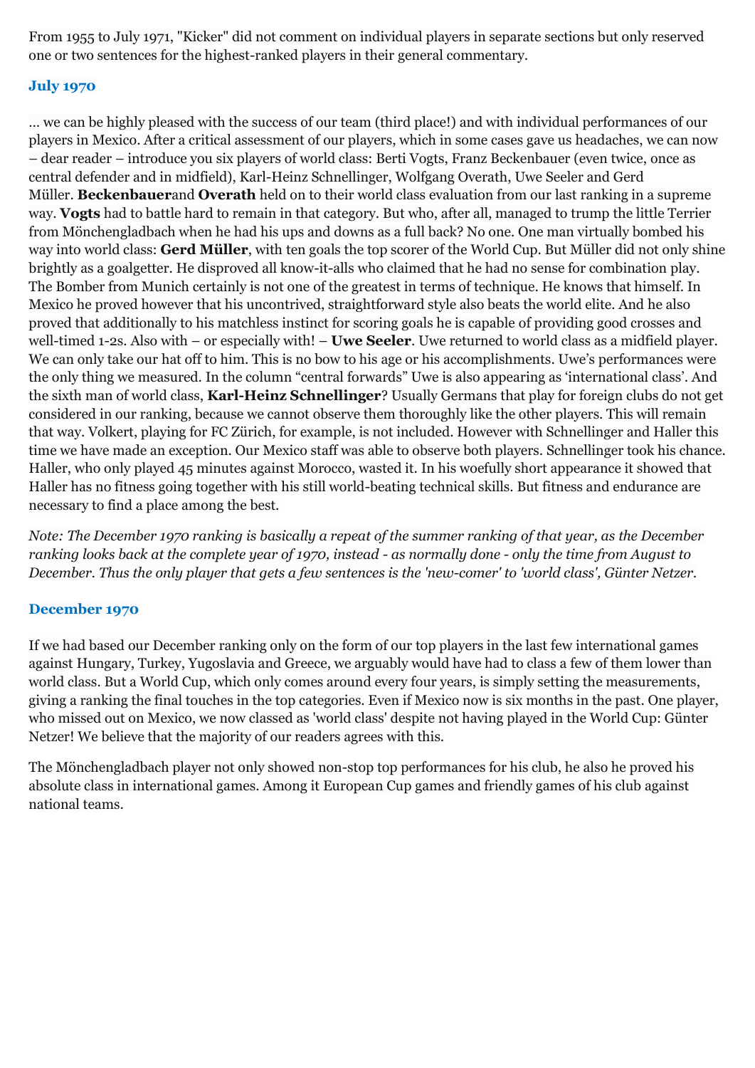From 1955 to July 1971, "Kicker" did not comment on individual players in separate sections but only reserved one or two sentences for the highest-ranked players in their general commentary.

### July 1970

... we can be highly pleased with the success of our team (third place!) and with individual performances of our players in Mexico. After a critical assessment of our players, which in some cases gave us headaches, we can now – dear reader – introduce you six players of world class: Berti Vogts, Franz Beckenbauer (even twice, once as central defender and in midfield), Karl-Heinz Schnellinger, Wolfgang Overath, Uwe Seeler and Gerd Müller. **Beckenbauer**and **Overath** held on to their world class evaluation from our last ranking in a supreme way. **Vogts** had to battle hard to remain in that category. But who, after all, managed to trump the little Terrier from Mönchengladbach when he had his ups and downs as a full back? No one. One man virtually bombed his way into world class: **Gerd Müller**, with ten goals the top scorer of the World Cup. But Müller did not only shine brightly as a goalgetter. He disproved all know-it-alls who claimed that he had no sense for combination play. The Bomber from Munich certainly is not one of the greatest in terms of technique. He knows that himself. In Mexico he proved however that his uncontrived, straightforward style also beats the world elite. And he also proved that additionally to his matchless instinct for scoring goals he is capable of providing good crosses and well-timed 1-2s. Also with – or especially with! – **Uwe Seeler**. Uwe returned to world class as a midfield player. We can only take our hat off to him. This is no bow to his age or his accomplishments. Uwe's performances were the only thing we measured. In the column "central forwards" Uwe is also appearing as 'international class'. And the sixth man of world class, **Karl-Heinz Schnellinger**? Usually Germans that play for foreign clubs do not get considered in our ranking, because we cannot observe them thoroughly like the other players. This will remain that way. Volkert, playing for FC Zürich, for example, is not included. However with Schnellinger and Haller this time we have made an exception. Our Mexico staff was able to observe both players. Schnellinger took his chance. Haller, who only played 45 minutes against Morocco, wasted it. In his woefully short appearance it showed that Haller has no fitness going together with his still world-beating technical skills. But fitness and endurance are necessary to find a place among the best.

*Note: The December 1970 ranking is basically a repeat of the summer ranking of that year, as the December ranking looks back at the complete year of 1970, instead - as normally done - only the time from August to December. Thus the only player that gets a few sentences is the 'new-comer' to 'world class', Günter Netzer.*

### December 1970

If we had based our December ranking only on the form of our top players in the last few international games against Hungary, Turkey, Yugoslavia and Greece, we arguably would have had to class a few of them lower than world class. But a World Cup, which only comes around every four years, is simply setting the measurements, giving a ranking the final touches in the top categories. Even if Mexico now is six months in the past. One player, who missed out on Mexico, we now classed as 'world class' despite not having played in the World Cup: Günter Netzer! We believe that the majority of our readers agrees with this.

The Mönchengladbach player not only showed non-stop top performances for his club, he also he proved his absolute class in international games. Among it European Cup games and friendly games of his club against national teams.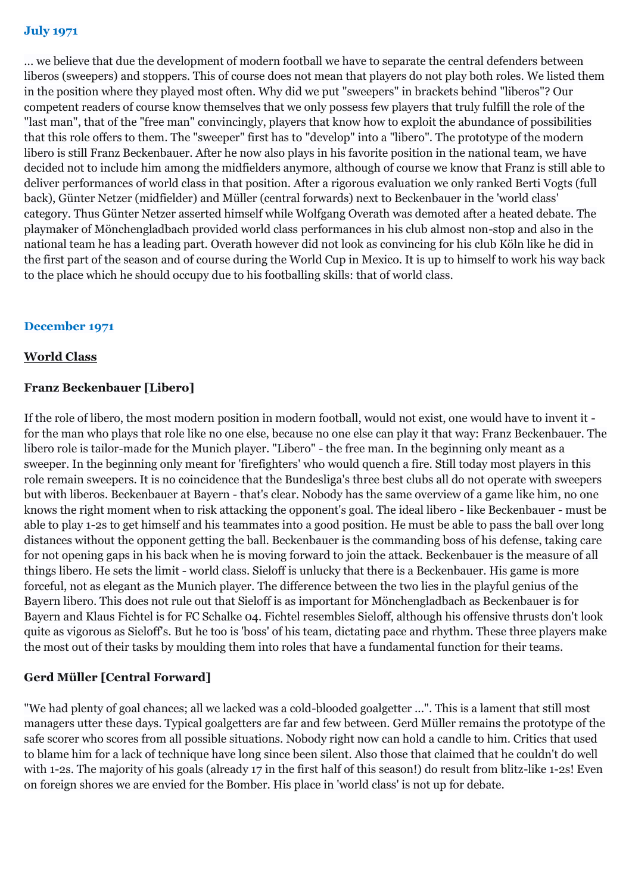## July 1971

... we believe that due the development of modern football we have to separate the central defenders between liberos (sweepers) and stoppers. This of course does not mean that players do not play both roles. We listed them in the position where they played most often. Why did we put "sweepers" in brackets behind "liberos"? Our competent readers of course know themselves that we only possess few players that truly fulfill the role of the "last man", that of the "free man" convincingly, players that know how to exploit the abundance of possibilities that this role offers to them. The "sweeper" first has to "develop" into a "libero". The prototype of the modern libero is still Franz Beckenbauer. After he now also plays in his favorite position in the national team, we have decided not to include him among the midfielders anymore, although of course we know that Franz is still able to deliver performances of world class in that position. After a rigorous evaluation we only ranked Berti Vogts (full back), Günter Netzer (midfielder) and Müller (central forwards) next to Beckenbauer in the 'world class' category. Thus Günter Netzer asserted himself while Wolfgang Overath was demoted after a heated debate. The playmaker of Mönchengladbach provided world class performances in his club almost non-stop and also in the national team he has a leading part. Overath however did not look as convincing for his club Köln like he did in the first part of the season and of course during the World Cup in Mexico. It is up to himself to work his way back to the place which he should occupy due to his footballing skills: that of world class.

## December 1971

### World Class

#### Franz Beckenbauer [Libero]

If the role of libero, the most modern position in modern football, would not exist, one would have to invent it - for the man who plays that role like no one else, because no one else can play it that way: Franz Beckenbauer. The libero role is tailor-made for the Munich player. "Libero" - the free man. In the beginning only meant as a sweeper. In the beginning only meant for 'firefighters' who would quench a fire. Still today most players in this role remain sweepers. It is no coincidence that the Bundesliga's three best clubs all do not operate with sweepers but with liberos. Beckenbauer at Bayern - that's clear. Nobody has the same overview of a game like him, no one knows the right moment when to risk attacking the opponent's goal. The ideal libero - like Beckenbauer - must be able to play 1-2s to get himself and his teammates into a good position. He must be able to pass the ball over long distances without the opponent getting the ball. Beckenbauer is the commanding boss of his defense, taking care for not opening gaps in his back when he is moving forward to join the attack. Beckenbauer is the measure of all things libero. He sets the limit - world class. Sieloff is unlucky that there is a Beckenbauer. His game is more forceful, not as elegant as the Munich player. The difference between the two lies in the playful genius of the Bayern libero. This does not rule out that Sieloff is as important for Mönchengladbach as Beckenbauer is for Bayern and Klaus Fichtel is for FC Schalke 04. Fichtel resembles Sieloff, although his offensive thrusts don't look quite as vigorous as Sieloff's. But he too is 'boss' of his team, dictating pace and rhythm. These three players make the most out of their tasks by moulding them into roles that have a fundamental function for their teams.

#### Gerd Müller [Central Forward]

"We had plenty of goal chances; all we lacked was a cold-blooded goalgetter ...". This is a lament that still most managers utter these days. Typical goalgetters are far and few between. Gerd Müller remains the prototype of the safe scorer who scores from all possible situations. Nobody right now can hold a candle to him. Critics that used to blame him for a lack of technique have long since been silent. Also those that claimed that he couldn't do well with 1-2s. The majority of his goals (already 17 in the first half of this season!) do result from blitz-like 1-2s! Even on foreign shores we are envied for the Bomber. His place in 'world class' is not up for debate.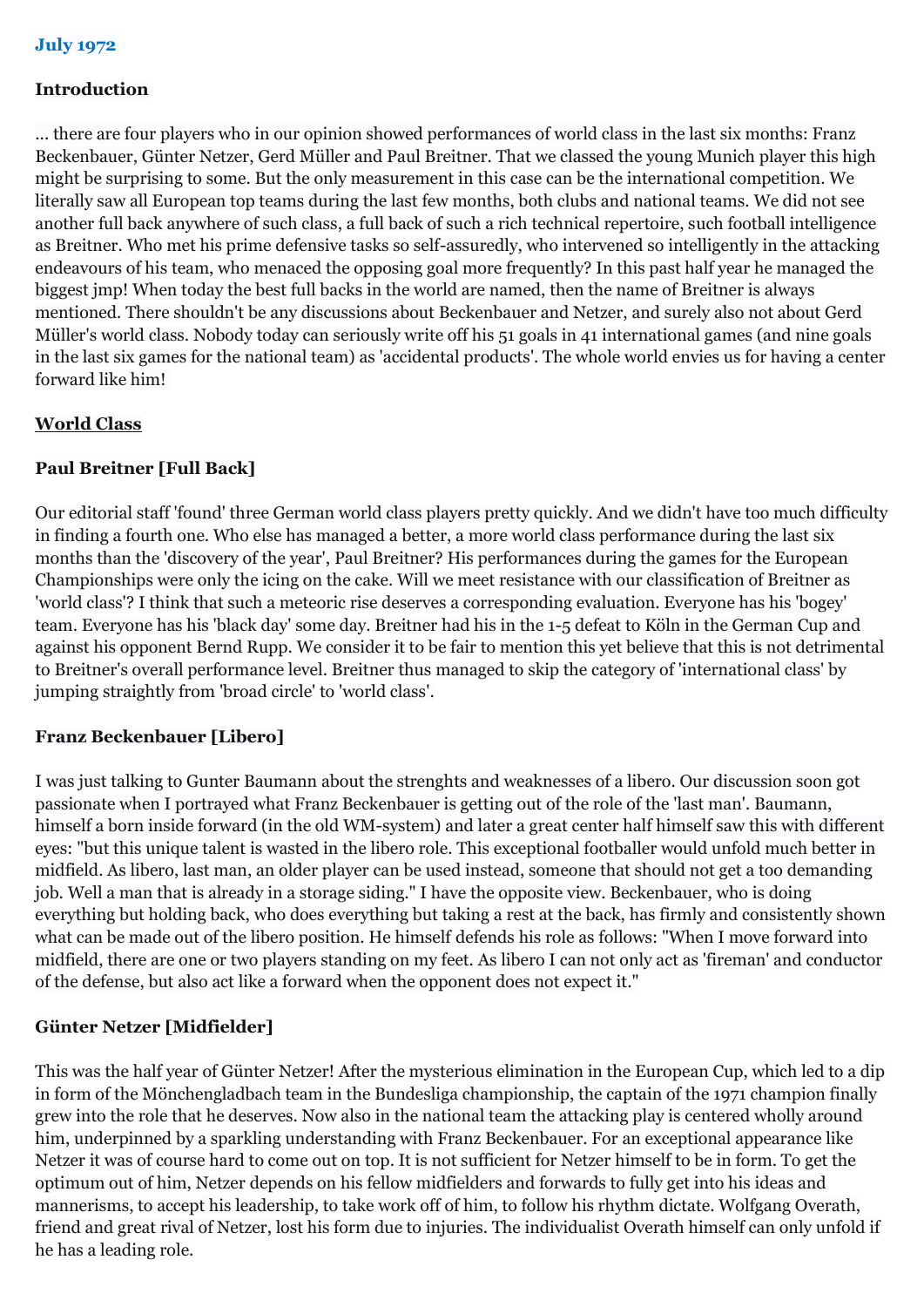**July 1972**

**Introduction**

... there are four players who in our opinion showed performances of world class in the last six months: Franz Beckenbauer, Günter Netzer, Gerd Müller and Paul Breitner. That we classed the young Munich player this high might be surprising to some. But the only measurement in this case can be the international competition. We literally saw all European top teams during the last few months, both clubs and national teams. We did not see another full back anywhere of such class, a full back of such a rich technical repertoire, such football intelligence as Breitner. Who met his prime defensive tasks so self-assuredly, who intervened so intelligently in the attacking endeavours of his team, who menaced the opposing goal more frequently? In this past half year he managed the biggest jmp! When today the best full backs in the world are named, then the name of Breitner is always mentioned. There shouldn't be any discussions about Beckenbauer and Netzer, and surely also not about Gerd Müller's world class. Nobody today can seriously write off his 51 goals in 41 international games (and nine goals in the last six games for the national team) as 'accidental products'. The whole world envies us for having a center forward like him!

## World Class

### Paul Breitner [Full Back]

Our editorial staff 'found' three German world class players pretty quickly. And we didn't have too much difficulty in finding a fourth one. Who else has managed a better, a more world class performance during the last six months than the 'discovery of the year', Paul Breitner? His performances during the games for the European Championships were only the icing on the cake. Will we meet resistance with our classification of Breitner as 'world class'? I think that such a meteoric rise deserves a corresponding evaluation. Everyone has his 'bogey' team. Everyone has his 'black day' some day. Breitner had his in the 1-5 defeat to Köln in the German Cup and against his opponent Bernd Rupp. We consider it to be fair to mention this yet believe that this is not detrimental to Breitner's overall performance level. Breitner thus managed to skip the category of 'international class' by jumping straight from 'broad circle' to 'world class'.

### Franz Beckenbauer [Libero]

I was just talking to Gunter Baumann about the strenghts and weaknesses of a libero. Our discussion soon got passionate when I portrayed what Franz Beckenbauer is getting out of the role of the 'last man'. Baumann, himself a born inside forward (in the old WM-system) and later a great center half himself saw this with different eyes: "but this unique talent is wasted in the libero role. This exceptional footballer would unfold much better in midfield. As libero, last man, an older player can be used instead, someone that should not get a too demanding job. Well a man that is already in a storage siding." I have the opposite view. Beckenbauer, who is doing everything but holding back, who does everything but taking a rest at the back, has firmly and consistently shown what can be made out of the libero position. He himself defends his role as follows: "When I move forward into midfield, there are one or two players standing on my feet. As libero I can not only act as 'fireman' and conductor of the defense, but also act like a forward when the opponent does not expect it."

### Günter Netzer [Midfielder]

This was the half year of Günter Netzer! After the mysterious elimination in the European Cup, which led to a dip in form of the Mönchengladbach team in the Bundesliga championship, the captain of the 1971 champion finally grew into the role that he deserves. Now also in the national team the attacking play is centered wholly around him, underpinned by a sparkling understanding with Franz Beckenbauer. For an exceptional appearance like Netzer it was of course hard to come out on top. It is not sufficient for Netzer himself to be in form. To get the optimum out of him, Netzer depends on his fellow midfielders and forwards to fully get into his ideas and mannerisms, to accept his leadership, to take work off of him, to follow his rhythm dictate. Wolfgang Overath, friend and great rival of Netzer, lost his form due to injuries. The individualist Overath himself can only unfold if he has a leading role.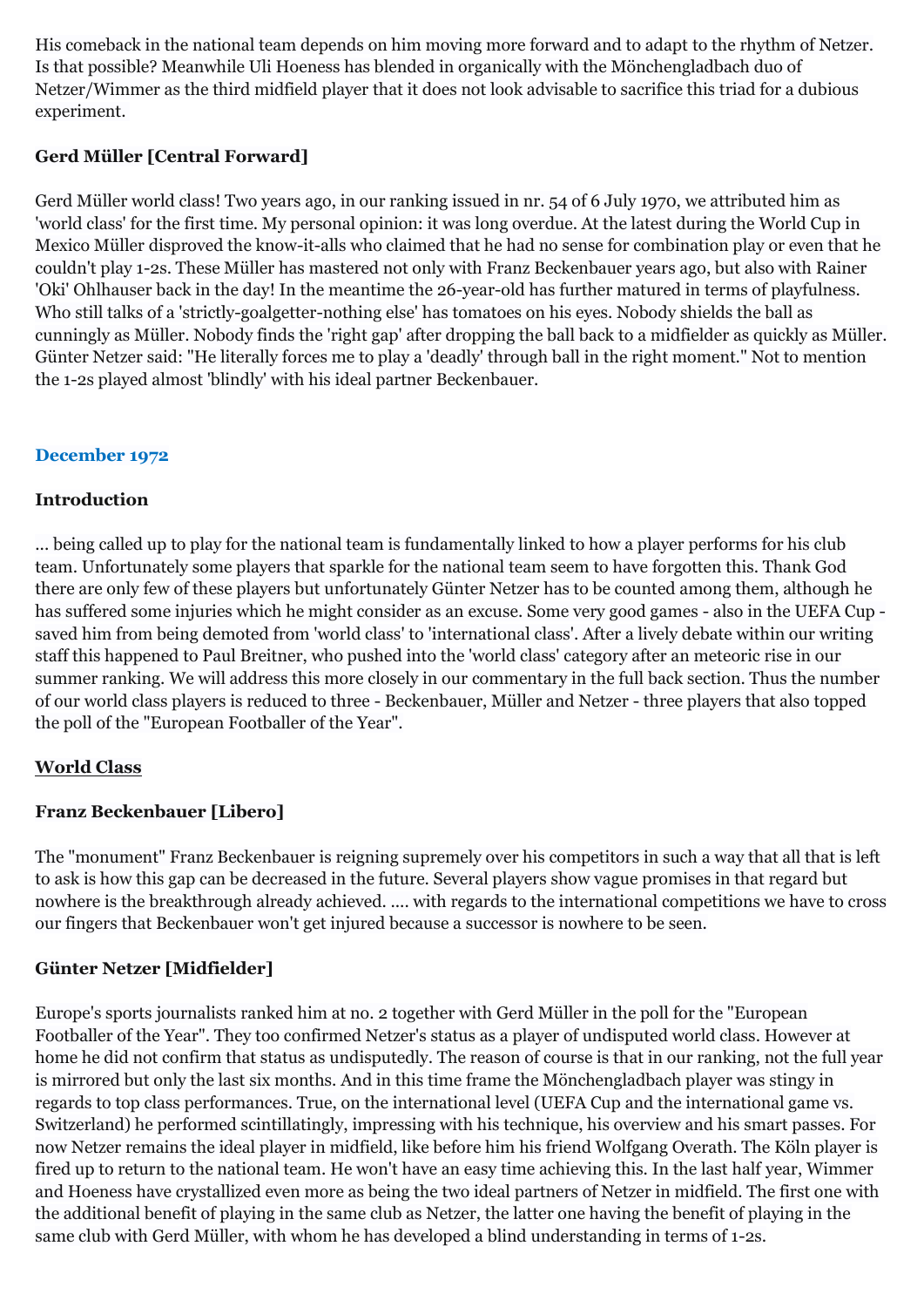His comeback in the national team depends on him moving more forward and to adapt to the rhythm of Netzer. Is that possible? Meanwhile Uli Hoeness has blended in organically with the Mönchengladbach duo of Netzer/Wimmer as the third midfield player that it does not look advisable to sacrifice this triad for a dubious experiment.

### Gerd Müller [Central Forward]

Gerd Müller world class! Two years ago, in our ranking issued in nr. 54 of 6 July 1970, we attributed him as 'world class' for the first time. My personal opinion: it was long overdue. At the latest during the World Cup in Mexico Müller disproved the know-it-alls who claimed that he had no sense for combination play or even that he couldn't play 1-2s. These Müller has mastered not only with Franz Beckenbauer years ago, but also with Rainer 'Oki' Ohlhauser back in the day! In the meantime the 26-year-old has further matured in terms of playfulness. Who still talks of a 'strictly-goalgetter-nothing else' has tomatoes on his eyes. Nobody shields the ball as cunningly as Müller. Nobody finds the 'right gap' after dropping the ball back to a midfielder as quickly as Müller. Günter Netzer said: "He literally forces me to play a 'deadly' through ball in the right moment." Not to mention the 1-2s played almost 'blindly' with his ideal partner Beckenbauer.

## December 1972

### Introduction

... being called up to play for the national team is fundamentally linked to how a player performs for his club team. Unfortunately some players that sparkle for the national team seem to have forgotten this. Thank God there are only few of these players but unfortunately Günter Netzer has to be counted among them, although he has suffered some injuries which he might consider as an excuse. Some very good games - also in the UEFA Cup - saved him from being demoted from 'world class' to 'international class'. After a lively debate within our writing staff this happened to Paul Breitner, who pushed into the 'world class' category after an meteoric rise in our summer ranking. We will address this more closely in our commentary in the full back section. Thus the number of our world class players is reduced to three - Beckenbauer, Müller and Netzer - three players that also topped the poll of the "European Footballer of the Year".

### World Class

### Franz Beckenbauer [Libero]

The "monument" Franz Beckenbauer is reigning supremely over his competitors in such a way that all that is left to ask is how this gap can be decreased in the future. Several players show vague promises in that regard but nowhere is the breakthrough already achieved. .... with regards to the international competitions we have to cross our fingers that Beckenbauer won't get injured because a successor is nowhere to be seen.

### Günter Netzer [Midfielder]

Europe's sports journalists ranked him at no. 2 together with Gerd Müller in the poll for the "European Footballer of the Year". They too confirmed Netzer's status as a player of undisputed world class. However at home he did not confirm that status as undisputedly. The reason of course is that in our ranking, not the full year is mirrored but only the last six months. And in this time frame the Mönchengladbach player was stingy in regards to top class performances. True, on the international level (UEFA Cup and the international game vs. Switzerland) he performed scintillatingly, impressing with his technique, his overview and his smart passes. For now Netzer remains the ideal player in midfield, like before him his friend Wolfgang Overath. The Köln player is fired up to return to the national team. He won't have an easy time achieving this. In the last half year, Wimmer and Hoeness have crystallized even more as being the two ideal partners of Netzer in midfield. The first one with the additional benefit of playing in the same club as Netzer, the latter one having the benefit of playing in the same club with Gerd Müller, with whom he has developed a blind understanding in terms of 1-2s.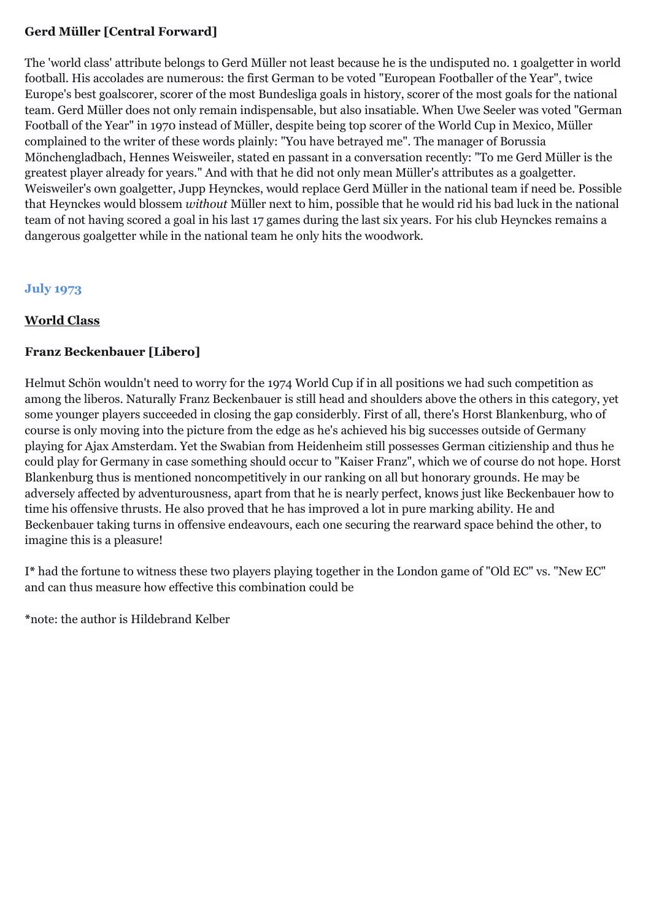### Gerd Müller [Central Forward]

The 'world class' attribute belongs to Gerd Müller not least because he is the undisputed no. 1 goalgetter in world football. His accolades are numerous: the first German to be voted "European Footballer of the Year", twice Europe's best goalscorer, scorer of the most Bundesliga goals in history, scorer of the most goals for the national team. Gerd Müller does not only remain indispensable, but also insatiable. When Uwe Seeler was voted "German Football of the Year" in 1970 instead of Müller, despite being top scorer of the World Cup in Mexico, Müller complained to the writer of these words plainly: "You have betrayed me". The manager of Borussia Mönchengladbach, Hennes Weisweiler, stated en passant in a conversation recently: "To me Gerd Müller is the greatest player already for years." And with that he did not only mean Müller's attributes as a goalgetter. Weisweiler's own goalgetter, Jupp Heynckes, would replace Gerd Müller in the national team if need be. Possible that Heynckes would blossem *without* Müller next to him, possible that he would rid his bad luck in the national team of not having scored a goal in his last 17 games during the last six years. For his club Heynckes remains a dangerous goalgetter while in the national team he only hits the woodwork.

## July 1973

### World Class

### Franz Beckenbauer [Libero]

Helmut Schön wouldn't need to worry for the 1974 World Cup if in all positions we had such competition as among the liberos. Naturally Franz Beckenbauer is still head and shoulders above the others in this category, yet some younger players succeeded in closing the gap considerbly. First of all, there's Horst Blankenburg, who of course is only moving into the picture from the edge as he's achieved his big successes outside of Germany playing for Ajax Amsterdam. Yet the Swabian from Heidenheim still possesses German citizienship and thus he could play for Germany in case something should occur to "Kaiser Franz", which we of course do not hope. Horst Blankenburg thus is mentioned noncompetitively in our ranking on all but honorary grounds. He may be adversely affected by adventurousness, apart from that he is nearly perfect, knows just like Beckenbauer how to time his offensive thrusts. He also proved that he has improved a lot in pure marking ability. He and Beckenbauer taking turns in offensive endeavours, each one securing the rearward space behind the other, to imagine this is a pleasure!

I* had the fortune to witness these two players playing together in the London game of "Old EC" vs. "New EC" and can thus measure how effective this combination could be

*note: the author is Hildebrand Kelber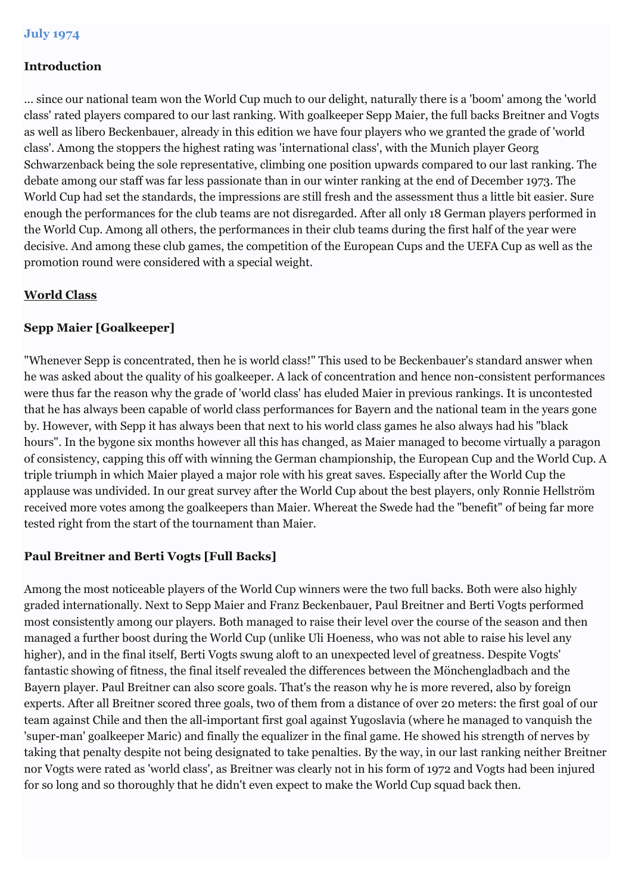**July 1974**

### Introduction

... since our national team won the World Cup much to our delight, naturally there is a 'boom' among the 'world class' rated players compared to our last ranking. With goalkeeper Sepp Maier, the full backs Breitner and Vogts as well as libero Beckenbauer, already in this edition we have four players who we granted the grade of 'world class'. Among the stoppers the highest rating was 'international class', with the Munich player Georg Schwarzenback being the sole representative, climbing one position upwards compared to our last ranking. The debate among our staff was far less passionate than in our winter ranking at the end of December 1973. The World Cup had set the standards, the impressions are still fresh and the assessment thus a little bit easier. Sure enough the performances for the club teams are not disregarded. After all only 18 German players performed in the World Cup. Among all others, the performances in their club teams during the first half of the year were decisive. And among these club games, the competition of the European Cups and the UEFA Cup as well as the promotion round were considered with a special weight.

### <u>World Class</u>

### Sepp Maier [Goalkeeper]

"Whenever Sepp is concentrated, then he is world class!" This used to be Beckenbauer's standard answer when he was asked about the quality of his goalkeeper. A lack of concentration and hence non-consistent performances were thus far the reason why the grade of 'world class' has eluded Maier in previous rankings. It is uncontested that he has always been capable of world class performances for Bayern and the national team in the years gone by. However, with Sepp it has always been that next to his world class games he also always had his "black hours". In the bygone six months however all this has changed, as Maier managed to become virtually a paragon of consistency, capping this off with winning the German championship, the European Cup and the World Cup. A triple triumph in which Maier played a major role with his great saves. Especially after the World Cup the applause was undivided. In our great survey after the World Cup about the best players, only Ronnie Hellström received more votes among the goalkeepers than Maier. Whereat the Swede had the "benefit" of being far more tested right from the start of the tournament than Maier.

### Paul Breitner and Berti Vogts [Full Backs]

Among the most noticeable players of the World Cup winners were the two full backs. Both were also highly graded internationally. Next to Sepp Maier and Franz Beckenbauer, Paul Breitner and Berti Vogts performed most consistently among our players. Both managed to raise their level over the course of the season and then managed a further boost during the World Cup (unlike Uli Hoeness, who was not able to raise his level any higher), and in the final itself, Berti Vogts swung aloft to an unexpected level of greatness. Despite Vogts' fantastic showing of fitness, the final itself revealed the differences between the Mönchengladbach and the Bayern player. Paul Breitner can also score goals. That's the reason why he is more revered, also by foreign experts. After all Breitner scored three goals, two of them from a distance of over 20 meters: the first goal of our team against Chile and then the all-important first goal against Yugoslavia (where he managed to vanquish the 'super-man' goalkeeper Maric) and finally the equalizer in the final game. He showed his strength of nerves by taking that penalty despite not being designated to take penalties. By the way, in our last ranking neither Breitner nor Vogts were rated as 'world class', as Breitner was clearly not in his form of 1972 and Vogts had been injured for so long and so thoroughly that he didn't even expect to make the World Cup squad back then.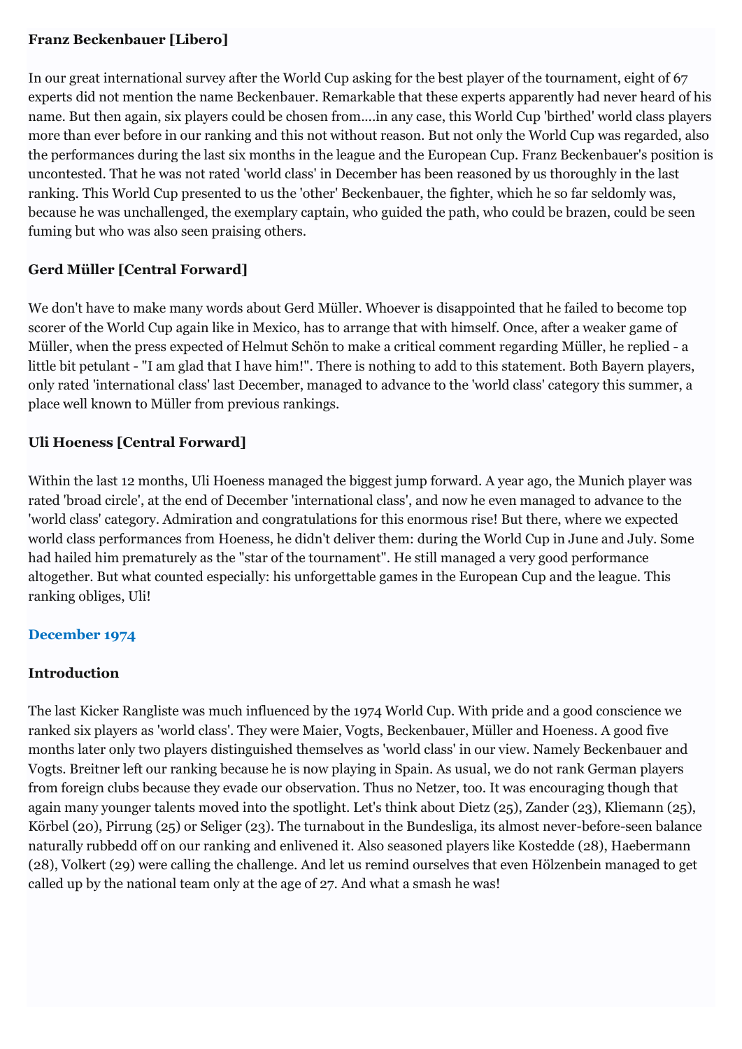**Franz Beckenbauer [Libero]**

In our great international survey after the World Cup asking for the best player of the tournament, eight of 67 experts did not mention the name Beckenbauer. Remarkable that these experts apparently had never heard of his name. But then again, six players could be chosen from....in any case, this World Cup 'birthed' world class players more than ever before in our ranking and this not without reason. But not only the World Cup was regarded, also the performances during the last six months in the league and the European Cup. Franz Beckenbauer's position is uncontested. That he was not rated 'world class' in December has been reasoned by us thoroughly in the last ranking. This World Cup presented to us the 'other' Beckenbauer, the fighter, which he so far seldomly was, because he was unchallenged, the exemplary captain, who guided the path, who could be brazen, could be seen fuming but who was also seen praising others.

**Gerd Müller [Central Forward]**

We don't have to make many words about Gerd Müller. Whoever is disappointed that he failed to become top scorer of the World Cup again like in Mexico, has to arrange that with himself. Once, after a weaker game of Müller, when the press expected of Helmut Schön to make a critical comment regarding Müller, he replied - a little bit petulant - "I am glad that I have him!". There is nothing to add to this statement. Both Bayern players, only rated 'international class' last December, managed to advance to the 'world class' category this summer, a place well known to Müller from previous rankings.

**Uli Hoeness [Central Forward]**

Within the last 12 months, Uli Hoeness managed the biggest jump forward. A year ago, the Munich player was rated 'broad circle', at the end of December 'international class', and now he even managed to advance to the 'world class' category. Admiration and congratulations for this enormous rise! But there, where we expected world class performances from Hoeness, he didn't deliver them: during the World Cup in June and July. Some had hailed him prematurely as the "star of the tournament". He still managed a very good performance altogether. But what counted especially: his unforgettable games in the European Cup and the league. This ranking obliges, Uli!

## December 1974

**Introduction**

The last Kicker Rangliste was much influenced by the 1974 World Cup. With pride and a good conscience we ranked six players as 'world class'. They were Maier, Vogts, Beckenbauer, Müller and Hoeness. A good five months later only two players distinguished themselves as 'world class' in our view. Namely Beckenbauer and Vogts. Breitner left our ranking because he is now playing in Spain. As usual, we do not rank German players from foreign clubs because they evade our observation. Thus no Netzer, too. It was encouraging though that again many younger talents moved into the spotlight. Let's think about Dietz (25), Zander (23), Kliemann (25), Körbel (20), Pirrung (25) or Seliger (23). The turnabout in the Bundesliga, its almost never-before-seen balance naturally rubbedd off on our ranking and enlivened it. Also seasoned players like Kostedde (28), Haebermann (28), Volkert (29) were calling the challenge. And let us remind ourselves that even Hölzenbein managed to get called up by the national team only at the age of 27. And what a smash he was!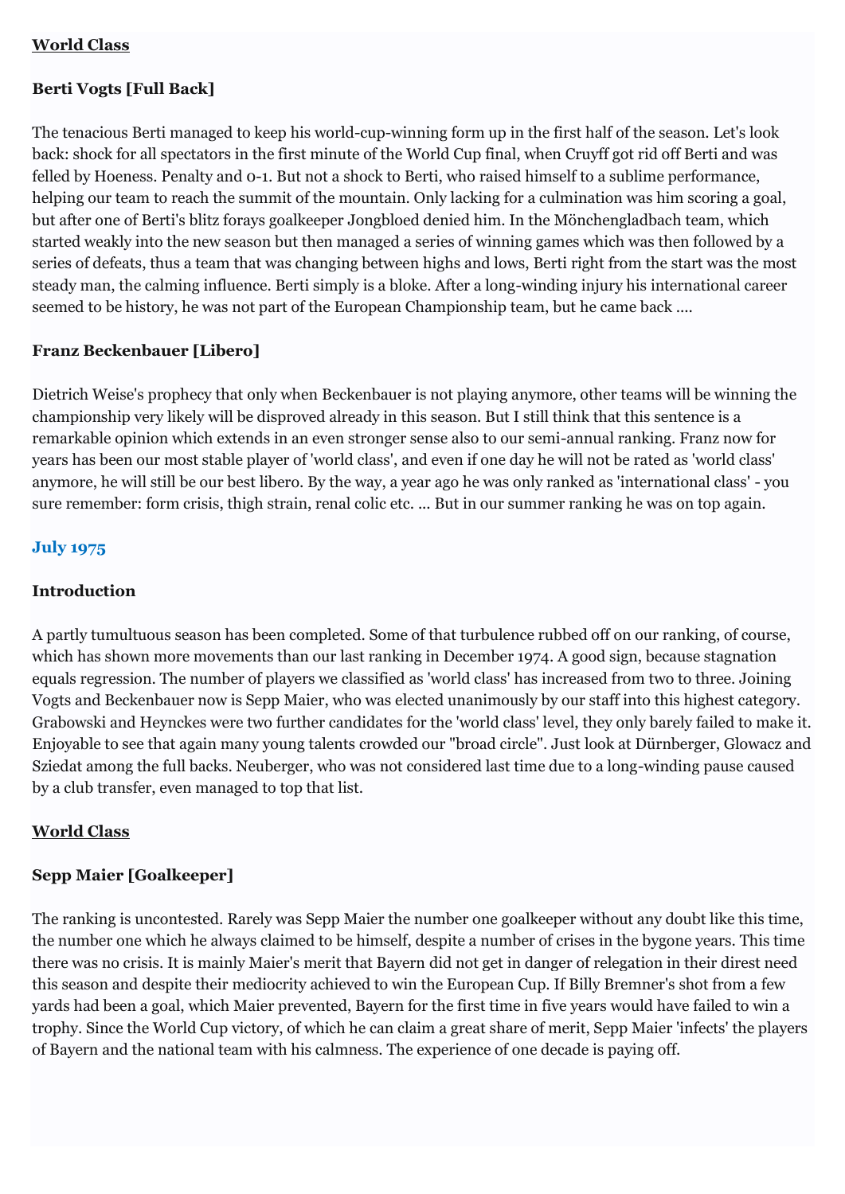**<u>World Class</u>**

### Berti Vogts [Full Back]

The tenacious Berti managed to keep his world-cup-winning form up in the first half of the season. Let's look back: shock for all spectators in the first minute of the World Cup final, when Cruyff got rid off Berti and was felled by Hoeness. Penalty and 0-1. But not a shock to Berti, who raised himself to a sublime performance, helping our team to reach the summit of the mountain. Only lacking for a culmination was him scoring a goal, but after one of Berti's blitz forays goalkeeper Jongbloed denied him. In the Mönchengladbach team, which started weakly into the new season but then managed a series of winning games which was then followed by a series of defeats, thus a team that was changing between highs and lows, Berti right from the start was the most steady man, the calming influence. Berti simply is a bloke. After a long-winding injury his international career seemed to be history, he was not part of the European Championship team, but he came back ....

### Franz Beckenbauer [Libero]

Dietrich Weise's prophecy that only when Beckenbauer is not playing anymore, other teams will be winning the championship very likely will be disproved already in this season. But I still think that this sentence is a remarkable opinion which extends in an even stronger sense also to our semi-annual ranking. Franz now for years has been our most stable player of 'world class', and even if one day he will not be rated as 'world class' anymore, he will still be our best libero. By the way, a year ago he was only ranked as 'international class' - you sure remember: form crisis, thigh strain, renal colic etc. ... But in our summer ranking he was on top again.

## July 1975

### Introduction

A partly tumultuous season has been completed. Some of that turbulence rubbed off on our ranking, of course, which has shown more movements than our last ranking in December 1974. A good sign, because stagnation equals regression. The number of players we classified as 'world class' has increased from two to three. Joining Vogts and Beckenbauer now is Sepp Maier, who was elected unanimously by our staff into this highest category. Grabowski and Heynckes were two further candidates for the 'world class' level, they only barely failed to make it. Enjoyable to see that again many young talents crowded our "broad circle". Just look at Dürnberger, Glowacz and Sziedat among the full backs. Neuberger, who was not considered last time due to a long-winding pause caused by a club transfer, even managed to top that list.

**<u>World Class</u>**

### Sepp Maier [Goalkeeper]

The ranking is uncontested. Rarely was Sepp Maier the number one goalkeeper without any doubt like this time, the number one which he always claimed to be himself, despite a number of crises in the bygone years. This time there was no crisis. It is mainly Maier's merit that Bayern did not get in danger of relegation in their direst need this season and despite their mediocrity achieved to win the European Cup. If Billy Bremner's shot from a few yards had been a goal, which Maier prevented, Bayern for the first time in five years would have failed to win a trophy. Since the World Cup victory, of which he can claim a great share of merit, Sepp Maier 'infects' the players of Bayern and the national team with his calmness. The experience of one decade is paying off.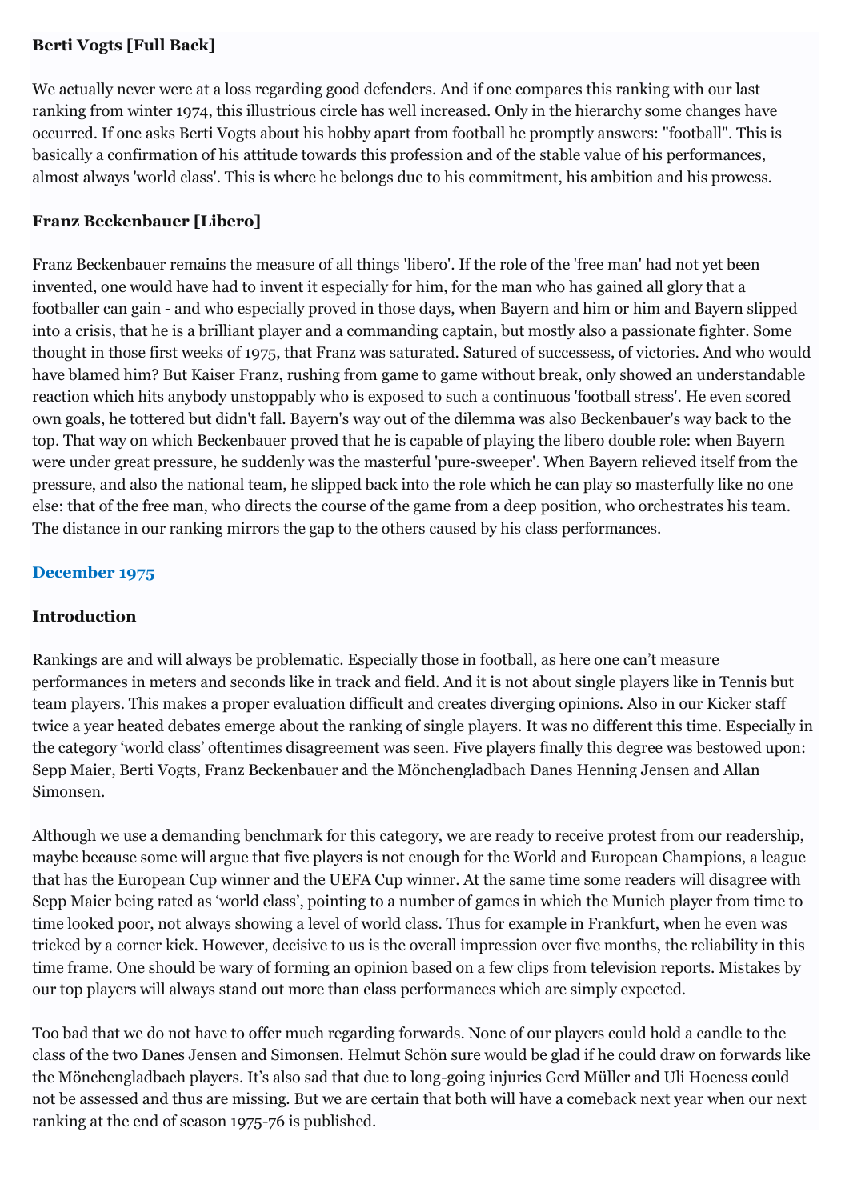**Berti Vogts [Full Back]**

We actually never were at a loss regarding good defenders. And if one compares this ranking with our last ranking from winter 1974, this illustrious circle has well increased. Only in the hierarchy some changes have occurred. If one asks Berti Vogts about his hobby apart from football he promptly answers: "football". This is basically a confirmation of his attitude towards this profession and of the stable value of his performances, almost always 'world class'. This is where he belongs due to his commitment, his ambition and his prowess.

**Franz Beckenbauer [Libero]**

Franz Beckenbauer remains the measure of all things 'libero'. If the role of the 'free man' had not yet been invented, one would have had to invent it especially for him, for the man who has gained all glory that a footballer can gain - and who especially proved in those days, when Bayern and him or him and Bayern slipped into a crisis, that he is a brilliant player and a commanding captain, but mostly also a passionate fighter. Some thought in those first weeks of 1975, that Franz was saturated. Satured of successess, of victories. And who would have blamed him? But Kaiser Franz, rushing from game to game without break, only showed an understandable reaction which hits anybody unstoppably who is exposed to such a continuous 'football stress'. He even scored own goals, he tottered but didn't fall. Bayern's way out of the dilemma was also Beckenbauer's way back to the top. That way on which Beckenbauer proved that he is capable of playing the libero double role: when Bayern were under great pressure, he suddenly was the masterful 'pure-sweeper'. When Bayern relieved itself from the pressure, and also the national team, he slipped back into the role which he can play so masterfully like no one else: that of the free man, who directs the course of the game from a deep position, who orchestrates his team. The distance in our ranking mirrors the gap to the others caused by his class performances.

## December 1975

**Introduction**

Rankings are and will always be problematic. Especially those in football, as here one can’t measure performances in meters and seconds like in track and field. And it is not about single players like in Tennis but team players. This makes a proper evaluation difficult and creates diverging opinions. Also in our Kicker staff twice a year heated debates emerge about the ranking of single players. It was no different this time. Especially in the category ‘world class’ oftentimes disagreement was seen. Five players finally this degree was bestowed upon: Sepp Maier, Berti Vogts, Franz Beckenbauer and the Mönchengladbach Danes Henning Jensen and Allan Simonsen.

Although we use a demanding benchmark for this category, we are ready to receive protest from our readership, maybe because some will argue that five players is not enough for the World and European Champions, a league that has the European Cup winner and the UEFA Cup winner. At the same time some readers will disagree with Sepp Maier being rated as ‘world class’, pointing to a number of games in which the Munich player from time to time looked poor, not always showing a level of world class. Thus for example in Frankfurt, when he even was tricked by a corner kick. However, decisive to us is the overall impression over five months, the reliability in this time frame. One should be wary of forming an opinion based on a few clips from television reports. Mistakes by our top players will always stand out more than class performances which are simply expected.

Too bad that we do not have to offer much regarding forwards. None of our players could hold a candle to the class of the two Danes Jensen and Simonsen. Helmut Schön sure would be glad if he could draw on forwards like the Mönchengladbach players. It’s also sad that due to long-going injuries Gerd Müller and Uli Hoeness could not be assessed and thus are missing. But we are certain that both will have a comeback next year when our next ranking at the end of season 1975-76 is published.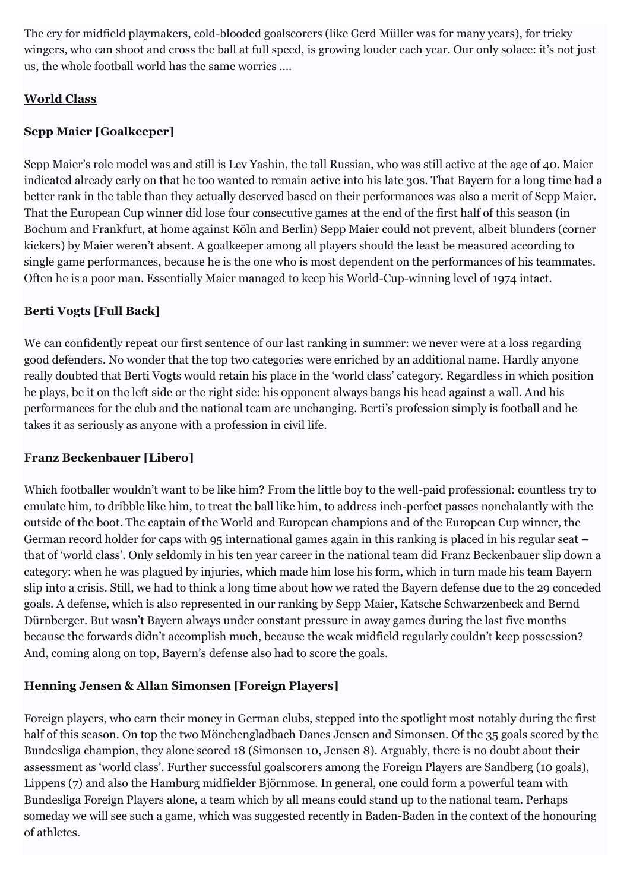The cry for midfield playmakers, cold-blooded goalscorers (like Gerd Müller was for many years), for tricky wingers, who can shoot and cross the ball at full speed, is growing louder each year. Our only solace: it's not just us, the whole football world has the same worries ....

**World Class**

**Sepp Maier [Goalkeeper]**

Sepp Maier's role model was and still is Lev Yashin, the tall Russian, who was still active at the age of 40. Maier indicated already early on that he too wanted to remain active into his late 30s. That Bayern for a long time had a better rank in the table than they actually deserved based on their performances was also a merit of Sepp Maier. That the European Cup winner did lose four consecutive games at the end of the first half of this season (in Bochum and Frankfurt, at home against Köln and Berlin) Sepp Maier could not prevent, albeit blunders (corner kickers) by Maier weren't absent. A goalkeeper among all players should the least be measured according to single game performances, because he is the one who is most dependent on the performances of his teammates. Often he is a poor man. Essentially Maier managed to keep his World-Cup-winning level of 1974 intact.

**Berti Vogts [Full Back]**

We can confidently repeat our first sentence of our last ranking in summer: we never were at a loss regarding good defenders. No wonder that the top two categories were enriched by an additional name. Hardly anyone really doubted that Berti Vogts would retain his place in the 'world class' category. Regardless in which position he plays, be it on the left side or the right side: his opponent always bangs his head against a wall. And his performances for the club and the national team are unchanging. Berti's profession simply is football and he takes it as seriously as anyone with a profession in civil life.

**Franz Beckenbauer [Libero]**

Which footballer wouldn't want to be like him? From the little boy to the well-paid professional: countless try to emulate him, to dribble like him, to treat the ball like him, to address inch-perfect passes nonchalantly with the outside of the boot. The captain of the World and European champions and of the European Cup winner, the German record holder for caps with 95 international games again in this ranking is placed in his regular seat – that of 'world class'. Only seldomly in his ten year career in the national team did Franz Beckenbauer slip down a category: when he was plagued by injuries, which made him lose his form, which in turn made his team Bayern slip into a crisis. Still, we had to think a long time about how we rated the Bayern defense due to the 29 conceded goals. A defense, which is also represented in our ranking by Sepp Maier, Katsche Schwarzenbeck and Bernd Dürnberger. But wasn't Bayern always under constant pressure in away games during the last five months because the forwards didn't accomplish much, because the weak midfield regularly couldn't keep possession? And, coming along on top, Bayern's defense also had to score the goals.

**Henning Jensen & Allan Simonsen [Foreign Players]**

Foreign players, who earn their money in German clubs, stepped into the spotlight most notably during the first half of this season. On top the two Mönchengladbach Danes Jensen and Simonsen. Of the 35 goals scored by the Bundesliga champion, they alone scored 18 (Simonsen 10, Jensen 8). Arguably, there is no doubt about their assessment as 'world class'. Further successful goalscorers among the Foreign Players are Sandberg (10 goals), Lippens (7) and also the Hamburg midfielder Björnmose. In general, one could form a powerful team with Bundesliga Foreign Players alone, a team which by all means could stand up to the national team. Perhaps someday we will see such a game, which was suggested recently in Baden-Baden in the context of the honouring of athletes.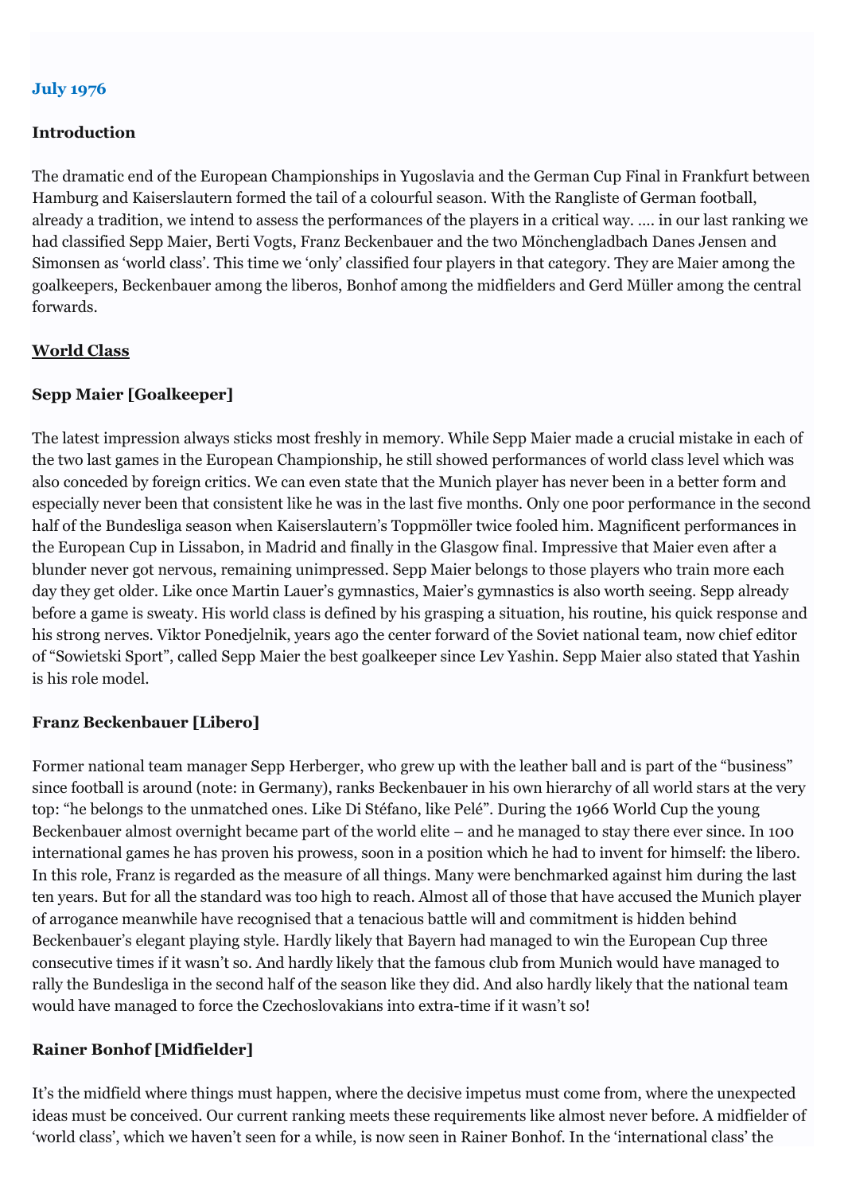### July 1976

### Introduction

The dramatic end of the European Championships in Yugoslavia and the German Cup Final in Frankfurt between Hamburg and Kaiserslautern formed the tail of a colourful season. With the Rangliste of German football, already a tradition, we intend to assess the performances of the players in a critical way. …. in our last ranking we had classified Sepp Maier, Berti Vogts, Franz Beckenbauer and the two Mönchengladbach Danes Jensen and Simonsen as 'world class'. This time we 'only' classified four players in that category. They are Maier among the goalkeepers, Beckenbauer among the liberos, Bonhof among the midfielders and Gerd Müller among the central forwards.

### World Class

### Sepp Maier [Goalkeeper]

The latest impression always sticks most freshly in memory. While Sepp Maier made a crucial mistake in each of the two last games in the European Championship, he still showed performances of world class level which was also conceded by foreign critics. We can even state that the Munich player has never been in a better form and especially never been that consistent like he was in the last five months. Only one poor performance in the second half of the Bundesliga season when Kaiserslautern's Toppmöller twice fooled him. Magnificent performances in the European Cup in Lissabon, in Madrid and finally in the Glasgow final. Impressive that Maier even after a blunder never got nervous, remaining unimpressed. Sepp Maier belongs to those players who train more each day they get older. Like once Martin Lauer's gymnastics, Maier's gymnastics is also worth seeing. Sepp already before a game is sweaty. His world class is defined by his grasping a situation, his routine, his quick response and his strong nerves. Viktor Ponedjelnik, years ago the center forward of the Soviet national team, now chief editor of "Sowietski Sport", called Sepp Maier the best goalkeeper since Lev Yashin. Sepp Maier also stated that Yashin is his role model.

### Franz Beckenbauer [Libero]

Former national team manager Sepp Herberger, who grew up with the leather ball and is part of the "business" since football is around (note: in Germany), ranks Beckenbauer in his own hierarchy of all world stars at the very top: "he belongs to the unmatched ones. Like Di Stéfano, like Pelé". During the 1966 World Cup the young Beckenbauer almost overnight became part of the world elite – and he managed to stay there ever since. In 100 international games he has proven his prowess, soon in a position which he had to invent for himself: the libero. In this role, Franz is regarded as the measure of all things. Many were benchmarked against him during the last ten years. But for all the standard was too high to reach. Almost all of those that have accused the Munich player of arrogance meanwhile have recognised that a tenacious battle will and commitment is hidden behind Beckenbauer's elegant playing style. Hardly likely that Bayern had managed to win the European Cup three consecutive times if it wasn't so. And hardly likely that the famous club from Munich would have managed to rally the Bundesliga in the second half of the season like they did. And also hardly likely that the national team would have managed to force the Czechoslovakians into extra-time if it wasn't so!

### Rainer Bonhof [Midfielder]

It's the midfield where things must happen, where the decisive impetus must come from, where the unexpected ideas must be conceived. Our current ranking meets these requirements like almost never before. A midfielder of 'world class', which we haven't seen for a while, is now seen in Rainer Bonhof. In the 'international class' the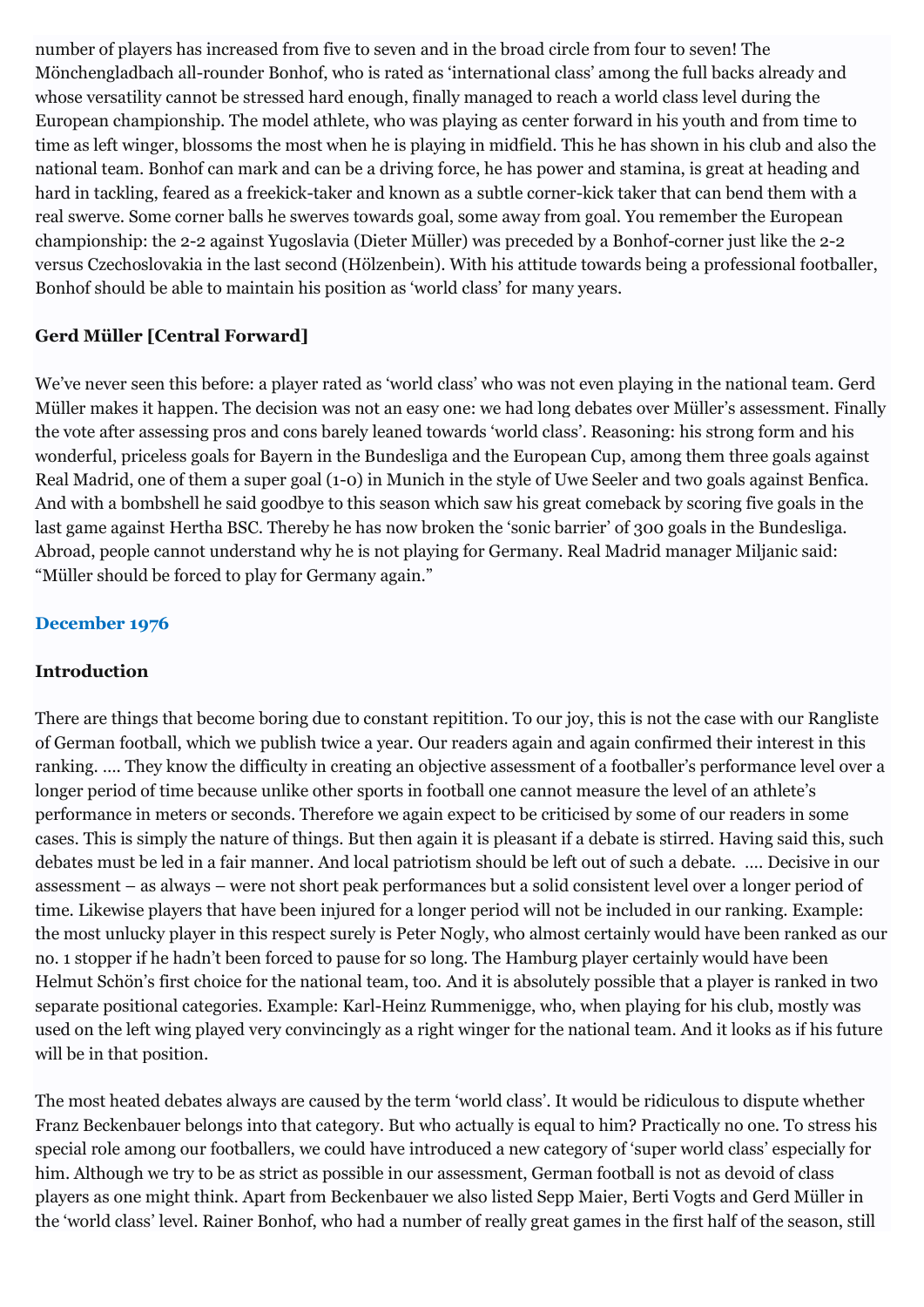number of players has increased from five to seven and in the broad circle from four to seven! The Mönchengladbach all-rounder Bonhof, who is rated as 'international class' among the full backs already and whose versatility cannot be stressed hard enough, finally managed to reach a world class level during the European championship. The model athlete, who was playing as center forward in his youth and from time to time as left winger, blossoms the most when he is playing in midfield. This he has shown in his club and also the national team. Bonhof can mark and can be a driving force, he has power and stamina, is great at heading and hard in tackling, feared as a freekick-taker and known as a subtle corner-kick taker that can bend them with a real swerve. Some corner balls he swerves towards goal, some away from goal. You remember the European championship: the 2-2 against Yugoslavia (Dieter Müller) was preceded by a Bonhof-corner just like the 2-2 versus Czechoslovakia in the last second (Hölzenbein). With his attitude towards being a professional footballer, Bonhof should be able to maintain his position as 'world class' for many years.

**Gerd Müller [Central Forward]**

We've never seen this before: a player rated as 'world class' who was not even playing in the national team. Gerd Müller makes it happen. The decision was not an easy one: we had long debates over Müller's assessment. Finally the vote after assessing pros and cons barely leaned towards 'world class'. Reasoning: his strong form and his wonderful, priceless goals for Bayern in the Bundesliga and the European Cup, among them three goals against Real Madrid, one of them a super goal (1-0) in Munich in the style of Uwe Seeler and two goals against Benfica. And with a bombshell he said goodbye to this season which saw his great comeback by scoring five goals in the last game against Hertha BSC. Thereby he has now broken the 'sonic barrier' of 300 goals in the Bundesliga. Abroad, people cannot understand why he is not playing for Germany. Real Madrid manager Miljanic said: "Müller should be forced to play for Germany again."

## December 1976

**Introduction**

There are things that become boring due to constant repitition. To our joy, this is not the case with our Rangliste of German football, which we publish twice a year. Our readers again and again confirmed their interest in this ranking. …. They know the difficulty in creating an objective assessment of a footballer's performance level over a longer period of time because unlike other sports in football one cannot measure the level of an athlete's performance in meters or seconds. Therefore we again expect to be criticised by some of our readers in some cases. This is simply the nature of things. But then again it is pleasant if a debate is stirred. Having said this, such debates must be led in a fair manner. And local patriotism should be left out of such a debate. …. Decisive in our assessment – as always – were not short peak performances but a solid consistent level over a longer period of time. Likewise players that have been injured for a longer period will not be included in our ranking. Example: the most unlucky player in this respect surely is Peter Nogly, who almost certainly would have been ranked as our no. 1 stopper if he hadn't been forced to pause for so long. The Hamburg player certainly would have been Helmut Schön's first choice for the national team, too. And it is absolutely possible that a player is ranked in two separate positional categories. Example: Karl-Heinz Rummenigge, who, when playing for his club, mostly was used on the left wing played very convincingly as a right winger for the national team. And it looks as if his future will be in that position.

The most heated debates always are caused by the term 'world class'. It would be ridiculous to dispute whether Franz Beckenbauer belongs into that category. But who actually is equal to him? Practically no one. To stress his special role among our footballers, we could have introduced a new category of 'super world class' especially for him. Although we try to be as strict as possible in our assessment, German football is not as devoid of class players as one might think. Apart from Beckenbauer we also listed Sepp Maier, Berti Vogts and Gerd Müller in the 'world class' level. Rainer Bonhof, who had a number of really great games in the first half of the season, still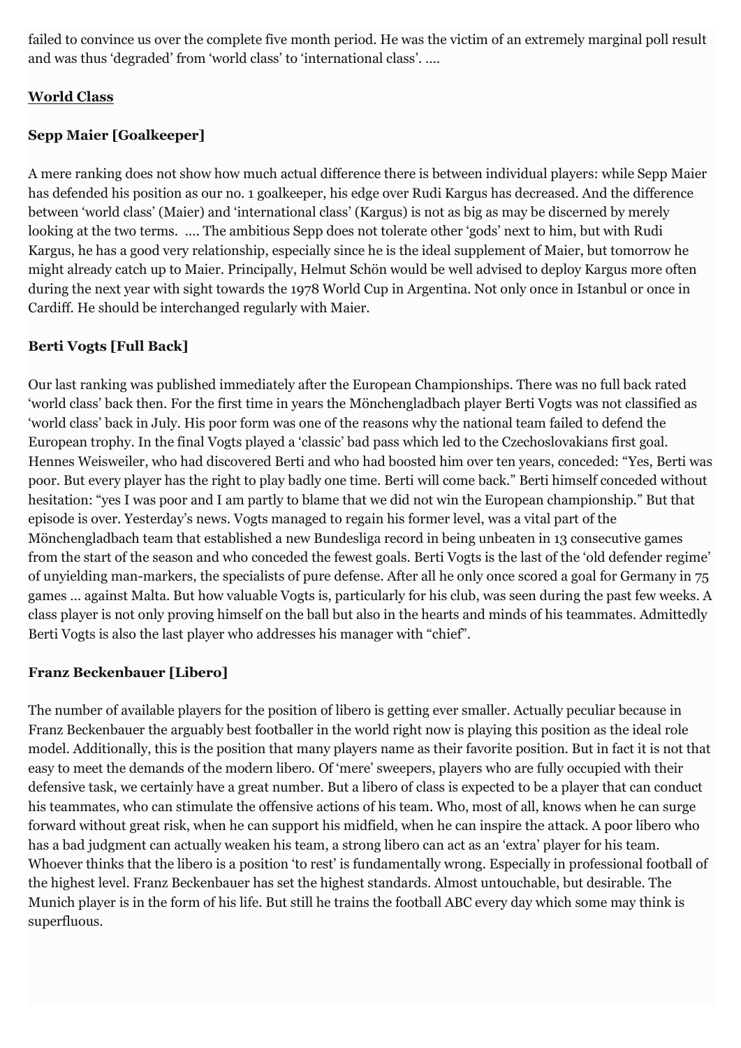failed to convince us over the complete five month period. He was the victim of an extremely marginal poll result and was thus 'degraded' from 'world class' to 'international class'. ....

**World Class**

### Sepp Maier [Goalkeeper]

A mere ranking does not show how much actual difference there is between individual players: while Sepp Maier has defended his position as our no. 1 goalkeeper, his edge over Rudi Kargus has decreased. And the difference between 'world class' (Maier) and 'international class' (Kargus) is not as big as may be discerned by merely looking at the two terms. .... The ambitious Sepp does not tolerate other 'gods' next to him, but with Rudi Kargus, he has a good very relationship, especially since he is the ideal supplement of Maier, but tomorrow he might already catch up to Maier. Principally, Helmut Schön would be well advised to deploy Kargus more often during the next year with sight towards the 1978 World Cup in Argentina. Not only once in Istanbul or once in Cardiff. He should be interchanged regularly with Maier.

### Berti Vogts [Full Back]

Our last ranking was published immediately after the European Championships. There was no full back rated 'world class' back then. For the first time in years the Mönchengladbach player Berti Vogts was not classified as 'world class' back in July. His poor form was one of the reasons why the national team failed to defend the European trophy. In the final Vogts played a 'classic' bad pass which led to the Czechoslovakians first goal. Hennes Weisweiler, who had discovered Berti and who had boosted him over ten years, conceded: "Yes, Berti was poor. But every player has the right to play badly one time. Berti will come back." Berti himself conceded without hesitation: "yes I was poor and I am partly to blame that we did not win the European championship." But that episode is over. Yesterday's news. Vogts managed to regain his former level, was a vital part of the Mönchengladbach team that established a new Bundesliga record in being unbeaten in 13 consecutive games from the start of the season and who conceded the fewest goals. Berti Vogts is the last of the 'old defender regime' of unyielding man-markers, the specialists of pure defense. After all he only once scored a goal for Germany in 75 games … against Malta. But how valuable Vogts is, particularly for his club, was seen during the past few weeks. A class player is not only proving himself on the ball but also in the hearts and minds of his teammates. Admittedly Berti Vogts is also the last player who addresses his manager with "chief".

### Franz Beckenbauer [Libero]

The number of available players for the position of libero is getting ever smaller. Actually peculiar because in Franz Beckenbauer the arguably best footballer in the world right now is playing this position as the ideal role model. Additionally, this is the position that many players name as their favorite position. But in fact it is not that easy to meet the demands of the modern libero. Of 'mere' sweepers, players who are fully occupied with their defensive task, we certainly have a great number. But a libero of class is expected to be a player that can conduct his teammates, who can stimulate the offensive actions of his team. Who, most of all, knows when he can surge forward without great risk, when he can support his midfield, when he can inspire the attack. A poor libero who has a bad judgment can actually weaken his team, a strong libero can act as an 'extra' player for his team. Whoever thinks that the libero is a position 'to rest' is fundamentally wrong. Especially in professional football of the highest level. Franz Beckenbauer has set the highest standards. Almost untouchable, but desirable. The Munich player is in the form of his life. But still he trains the football ABC every day which some may think is superfluous.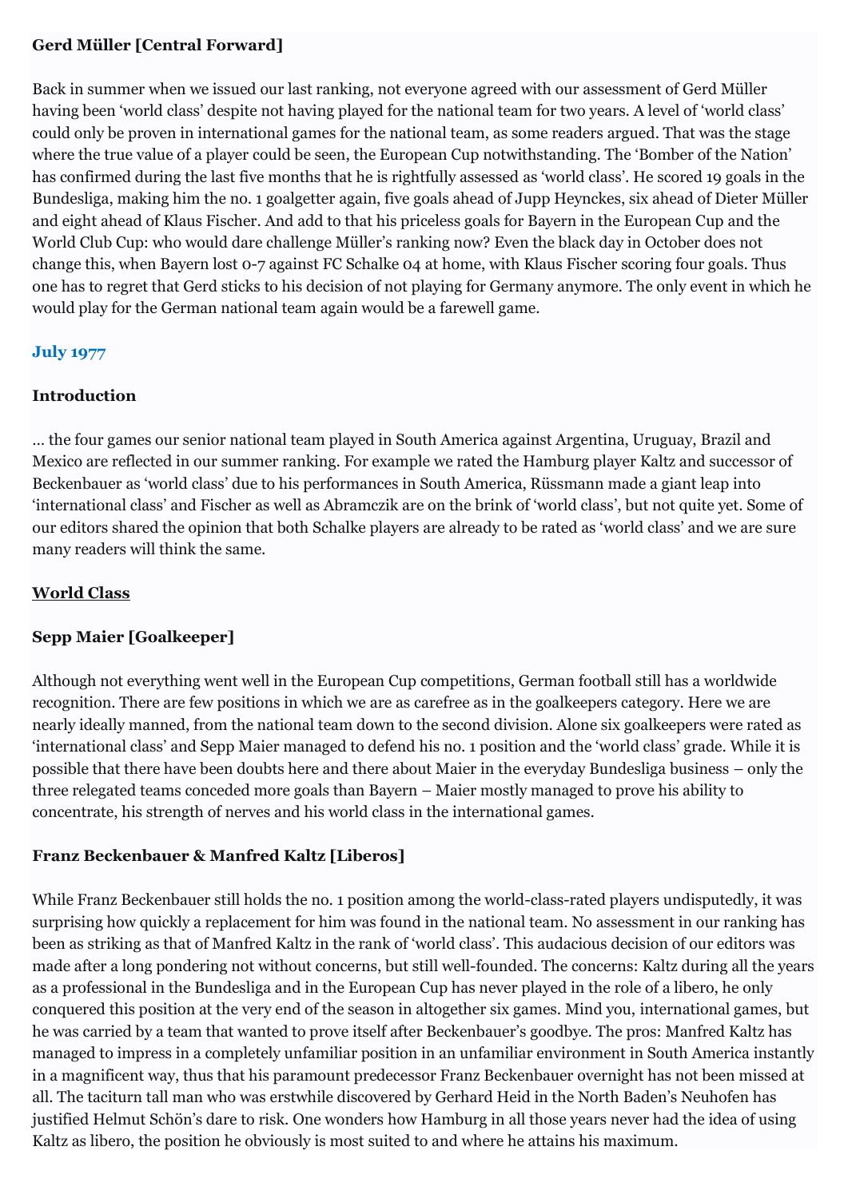**Gerd Müller [Central Forward]**

Back in summer when we issued our last ranking, not everyone agreed with our assessment of Gerd Müller having been 'world class' despite not having played for the national team for two years. A level of 'world class' could only be proven in international games for the national team, as some readers argued. That was the stage where the true value of a player could be seen, the European Cup notwithstanding. The 'Bomber of the Nation' has confirmed during the last five months that he is rightfully assessed as 'world class'. He scored 19 goals in the Bundesliga, making him the no. 1 goalgetter again, five goals ahead of Jupp Heynckes, six ahead of Dieter Müller and eight ahead of Klaus Fischer. And add to that his priceless goals for Bayern in the European Cup and the World Club Cup: who would dare challenge Müller's ranking now? Even the black day in October does not change this, when Bayern lost 0-7 against FC Schalke 04 at home, with Klaus Fischer scoring four goals. Thus one has to regret that Gerd sticks to his decision of not playing for Germany anymore. The only event in which he would play for the German national team again would be a farewell game.

## July 1977

**Introduction**

… the four games our senior national team played in South America against Argentina, Uruguay, Brazil and Mexico are reflected in our summer ranking. For example we rated the Hamburg player Kaltz and successor of Beckenbauer as 'world class' due to his performances in South America, Rüssmann made a giant leap into 'international class' and Fischer as well as Abramczik are on the brink of 'world class', but not quite yet. Some of our editors shared the opinion that both Schalke players are already to be rated as 'world class' and we are sure many readers will think the same.

**World Class**

**Sepp Maier [Goalkeeper]**

Although not everything went well in the European Cup competitions, German football still has a worldwide recognition. There are few positions in which we are as carefree as in the goalkeepers category. Here we are nearly ideally manned, from the national team down to the second division. Alone six goalkeepers were rated as 'international class' and Sepp Maier managed to defend his no. 1 position and the 'world class' grade. While it is possible that there have been doubts here and there about Maier in the everyday Bundesliga business – only the three relegated teams conceded more goals than Bayern – Maier mostly managed to prove his ability to concentrate, his strength of nerves and his world class in the international games.

**Franz Beckenbauer & Manfred Kaltz [Liberos]**

While Franz Beckenbauer still holds the no. 1 position among the world-class-rated players undisputedly, it was surprising how quickly a replacement for him was found in the national team. No assessment in our ranking has been as striking as that of Manfred Kaltz in the rank of 'world class'. This audacious decision of our editors was made after a long pondering not without concerns, but still well-founded. The concerns: Kaltz during all the years as a professional in the Bundesliga and in the European Cup has never played in the role of a libero, he only conquered this position at the very end of the season in altogether six games. Mind you, international games, but he was carried by a team that wanted to prove itself after Beckenbauer's goodbye. The pros: Manfred Kaltz has managed to impress in a completely unfamiliar position in an unfamiliar environment in South America instantly in a magnificent way, thus that his paramount predecessor Franz Beckenbauer overnight has not been missed at all. The taciturn tall man who was erstwhile discovered by Gerhard Heid in the North Baden's Neuhofen has justified Helmut Schön's dare to risk. One wonders how Hamburg in all those years never had the idea of using Kaltz as libero, the position he obviously is most suited to and where he attains his maximum.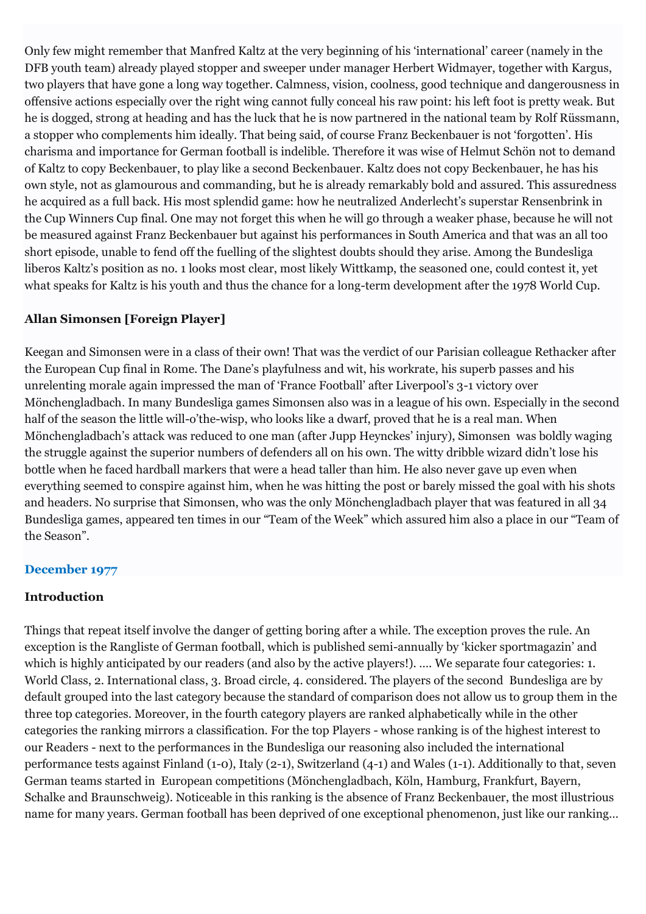Only few might remember that Manfred Kaltz at the very beginning of his 'international' career (namely in the DFB youth team) already played stopper and sweeper under manager Herbert Widmayer, together with Kargus, two players that have gone a long way together. Calmness, vision, coolness, good technique and dangerousness in offensive actions especially over the right wing cannot fully conceal his raw point: his left foot is pretty weak. But he is dogged, strong at heading and has the luck that he is now partnered in the national team by Rolf Rüssmann, a stopper who complements him ideally. That being said, of course Franz Beckenbauer is not 'forgotten'. His charisma and importance for German football is indelible. Therefore it was wise of Helmut Schön not to demand of Kaltz to copy Beckenbauer, to play like a second Beckenbauer. Kaltz does not copy Beckenbauer, he has his own style, not as glamourous and commanding, but he is already remarkably bold and assured. This assuredness he acquired as a full back. His most splendid game: how he neutralized Anderlecht's superstar Rensenbrink in the Cup Winners Cup final. One may not forget this when he will go through a weaker phase, because he will not be measured against Franz Beckenbauer but against his performances in South America and that was an all too short episode, unable to fend off the fuelling of the slightest doubts should they arise. Among the Bundesliga liberos Kaltz's position as no. 1 looks most clear, most likely Wittkamp, the seasoned one, could contest it, yet what speaks for Kaltz is his youth and thus the chance for a long-term development after the 1978 World Cup.

### Allan Simonsen [Foreign Player]

Keegan and Simonsen were in a class of their own! That was the verdict of our Parisian colleague Rethacker after the European Cup final in Rome. The Dane's playfulness and wit, his workrate, his superb passes and his unrelenting morale again impressed the man of 'France Football' after Liverpool's 3-1 victory over Mönchengladbach. In many Bundesliga games Simonsen also was in a league of his own. Especially in the second half of the season the little will-o'the-wisp, who looks like a dwarf, proved that he is a real man. When Mönchengladbach's attack was reduced to one man (after Jupp Heynckes' injury), Simonsen was boldly waging the struggle against the superior numbers of defenders all on his own. The witty dribble wizard didn't lose his bottle when he faced hardball markers that were a head taller than him. He also never gave up even when everything seemed to conspire against him, when he was hitting the post or barely missed the goal with his shots and headers. No surprise that Simonsen, who was the only Mönchengladbach player that was featured in all 34 Bundesliga games, appeared ten times in our "Team of the Week" which assured him also a place in our "Team of the Season".

## December 1977

### Introduction

Things that repeat itself involve the danger of getting boring after a while. The exception proves the rule. An exception is the Rangliste of German football, which is published semi-annually by 'kicker sportmagazin' and which is highly anticipated by our readers (and also by the active players!). .... We separate four categories: 1. World Class, 2. International class, 3. Broad circle, 4. considered. The players of the second Bundesliga are by default grouped into the last category because the standard of comparison does not allow us to group them in the three top categories. Moreover, in the fourth category players are ranked alphabetically while in the other categories the ranking mirrors a classification. For the top Players - whose ranking is of the highest interest to our Readers - next to the performances in the Bundesliga our reasoning also included the international performance tests against Finland (1-0), Italy (2-1), Switzerland (4-1) and Wales (1-1). Additionally to that, seven German teams started in European competitions (Mönchengladbach, Köln, Hamburg, Frankfurt, Bayern, Schalke and Braunschweig). Noticeable in this ranking is the absence of Franz Beckenbauer, the most illustrious name for many years. German football has been deprived of one exceptional phenomenon, just like our ranking…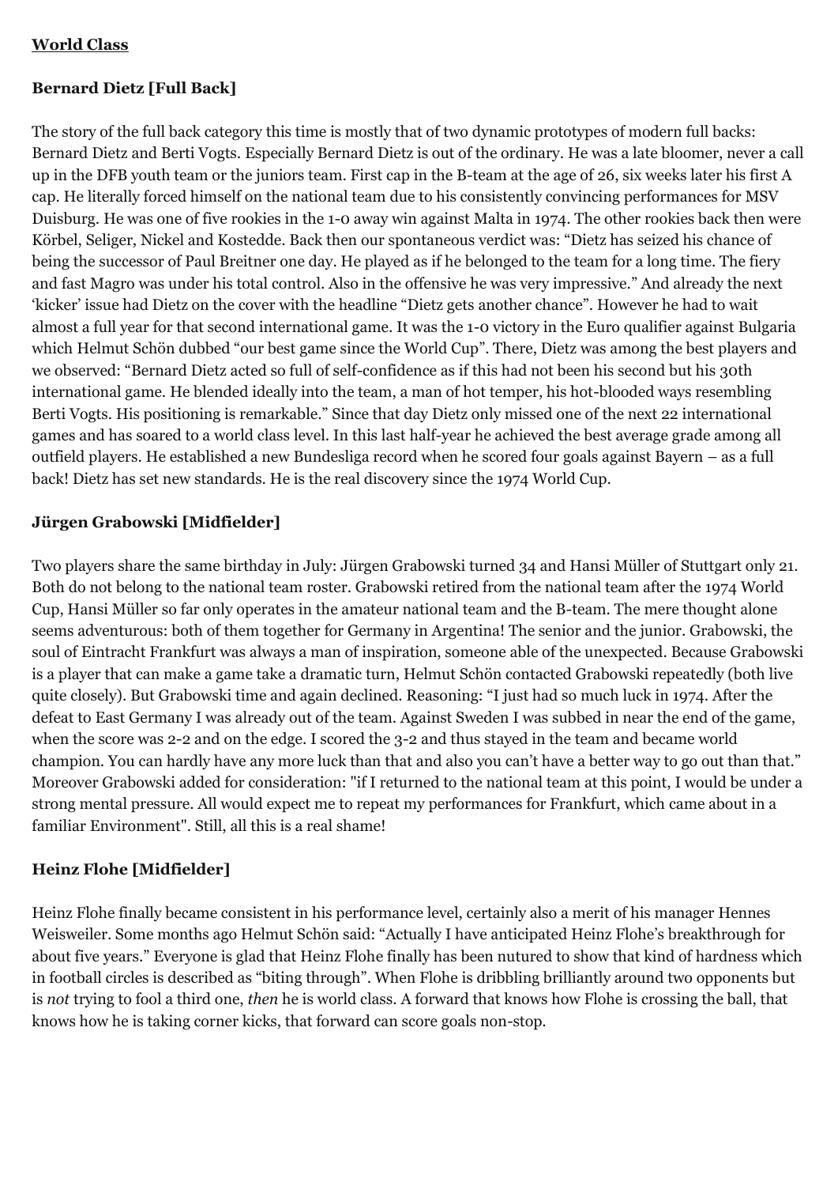**World Class**

**Bernard Dietz [Full Back]**

The story of the full back category this time is mostly that of two dynamic prototypes of modern full backs: Bernard Dietz and Berti Vogts. Especially Bernard Dietz is out of the ordinary. He was a late bloomer, never a call up in the DFB youth team or the juniors team. First cap in the B-team at the age of 26, six weeks later his first A cap. He literally forced himself on the national team due to his consistently convincing performances for MSV Duisburg. He was one of five rookies in the 1-0 away win against Malta in 1974. The other rookies back then were Körbel, Seliger, Nickel and Kostedde. Back then our spontaneous verdict was: "Dietz has seized his chance of being the successor of Paul Breitner one day. He played as if he belonged to the team for a long time. The fiery and fast Magro was under his total control. Also in the offensive he was very impressive." And already the next 'kicker' issue had Dietz on the cover with the headline "Dietz gets another chance". However he had to wait almost a full year for that second international game. It was the 1-0 victory in the Euro qualifier against Bulgaria which Helmut Schön dubbed "our best game since the World Cup". There, Dietz was among the best players and we observed: "Bernard Dietz acted so full of self-confidence as if this had not been his second but his 30th international game. He blended ideally into the team, a man of hot temper, his hot-blooded ways resembling Berti Vogts. His positioning is remarkable." Since that day Dietz only missed one of the next 22 international games and has soared to a world class level. In this last half-year he achieved the best average grade among all outfield players. He established a new Bundesliga record when he scored four goals against Bayern – as a full back! Dietz has set new standards. He is the real discovery since the 1974 World Cup.

**Jürgen Grabowski [Midfielder]**

Two players share the same birthday in July: Jürgen Grabowski turned 34 and Hansi Müller of Stuttgart only 21. Both do not belong to the national team roster. Grabowski retired from the national team after the 1974 World Cup, Hansi Müller so far only operates in the amateur national team and the B-team. The mere thought alone seems adventurous: both of them together for Germany in Argentina! The senior and the junior. Grabowski, the soul of Eintracht Frankfurt was always a man of inspiration, someone able of the unexpected. Because Grabowski is a player that can make a game take a dramatic turn, Helmut Schön contacted Grabowski repeatedly (both live quite closely). But Grabowski time and again declined. Reasoning: "I just had so much luck in 1974. After the defeat to East Germany I was already out of the team. Against Sweden I was subbed in near the end of the game, when the score was 2-2 and on the edge. I scored the 3-2 and thus stayed in the team and became world champion. You can hardly have any more luck than that and also you can't have a better way to go out than that." Moreover Grabowski added for consideration: "if I returned to the national team at this point, I would be under a strong mental pressure. All would expect me to repeat my performances for Frankfurt, which came about in a familiar Environment". Still, all this is a real shame!

**Heinz Flohe [Midfielder]**

Heinz Flohe finally became consistent in his performance level, certainly also a merit of his manager Hennes Weisweiler. Some months ago Helmut Schön said: "Actually I have anticipated Heinz Flohe's breakthrough for about five years." Everyone is glad that Heinz Flohe finally has been nutured to show that kind of hardness which in football circles is described as "biting through". When Flohe is dribbling brilliantly around two opponents but is *not* trying to fool a third one, *then* he is world class. A forward that knows how Flohe is crossing the ball, that knows how he is taking corner kicks, that forward can score goals non-stop.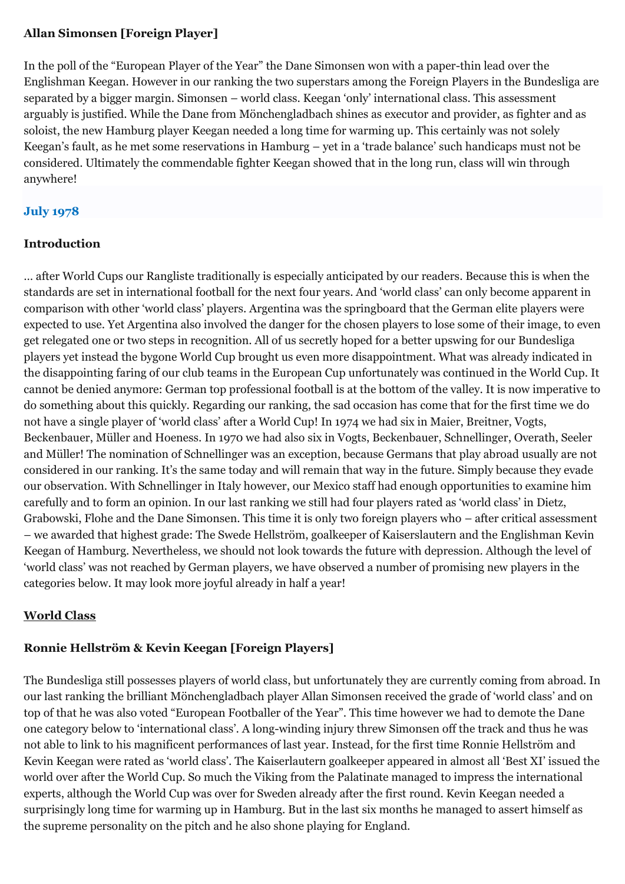**Allan Simonsen [Foreign Player]**

In the poll of the "European Player of the Year" the Dane Simonsen won with a paper-thin lead over the Englishman Keegan. However in our ranking the two superstars among the Foreign Players in the Bundesliga are separated by a bigger margin. Simonsen – world class. Keegan 'only' international class. This assessment arguably is justified. While the Dane from Mönchengladbach shines as executor and provider, as fighter and as soloist, the new Hamburg player Keegan needed a long time for warming up. This certainly was not solely Keegan's fault, as he met some reservations in Hamburg – yet in a 'trade balance' such handicaps must not be considered. Ultimately the commendable fighter Keegan showed that in the long run, class will win through anywhere!

### July 1978

**Introduction**

… after World Cups our Rangliste traditionally is especially anticipated by our readers. Because this is when the standards are set in international football for the next four years. And 'world class' can only become apparent in comparison with other 'world class' players. Argentina was the springboard that the German elite players were expected to use. Yet Argentina also involved the danger for the chosen players to lose some of their image, to even get relegated one or two steps in recognition. All of us secretly hoped for a better upswing for our Bundesliga players yet instead the bygone World Cup brought us even more disappointment. What was already indicated in the disappointing faring of our club teams in the European Cup unfortunately was continued in the World Cup. It cannot be denied anymore: German top professional football is at the bottom of the valley. It is now imperative to do something about this quickly. Regarding our ranking, the sad occasion has come that for the first time we do not have a single player of 'world class' after a World Cup! In 1974 we had six in Maier, Breitner, Vogts, Beckenbauer, Müller and Hoeness. In 1970 we had also six in Vogts, Beckenbauer, Schnellinger, Overath, Seeler and Müller! The nomination of Schnellinger was an exception, because Germans that play abroad usually are not considered in our ranking. It's the same today and will remain that way in the future. Simply because they evade our observation. With Schnellinger in Italy however, our Mexico staff had enough opportunities to examine him carefully and to form an opinion. In our last ranking we still had four players rated as 'world class' in Dietz, Grabowski, Flohe and the Dane Simonsen. This time it is only two foreign players who – after critical assessment – we awarded that highest grade: The Swede Hellström, goalkeeper of Kaiserslautern and the Englishman Kevin Keegan of Hamburg. Nevertheless, we should not look towards the future with depression. Although the level of 'world class' was not reached by German players, we have observed a number of promising new players in the categories below. It may look more joyful already in half a year!

**World Class**

**Ronnie Hellström & Kevin Keegan [Foreign Players]**

The Bundesliga still possesses players of world class, but unfortunately they are currently coming from abroad. In our last ranking the brilliant Mönchengladbach player Allan Simonsen received the grade of 'world class' and on top of that he was also voted "European Footballer of the Year". This time however we had to demote the Dane one category below to 'international class'. A long-winding injury threw Simonsen off the track and thus he was not able to link to his magnificent performances of last year. Instead, for the first time Ronnie Hellström and Kevin Keegan were rated as 'world class'. The Kaiserslautern goalkeeper appeared in almost all 'Best XI' issued the world over after the World Cup. So much the Viking from the Palatinate managed to impress the international experts, although the World Cup was over for Sweden already after the first round. Kevin Keegan needed a surprisingly long time for warming up in Hamburg. But in the last six months he managed to assert himself as the supreme personality on the pitch and he also shone playing for England.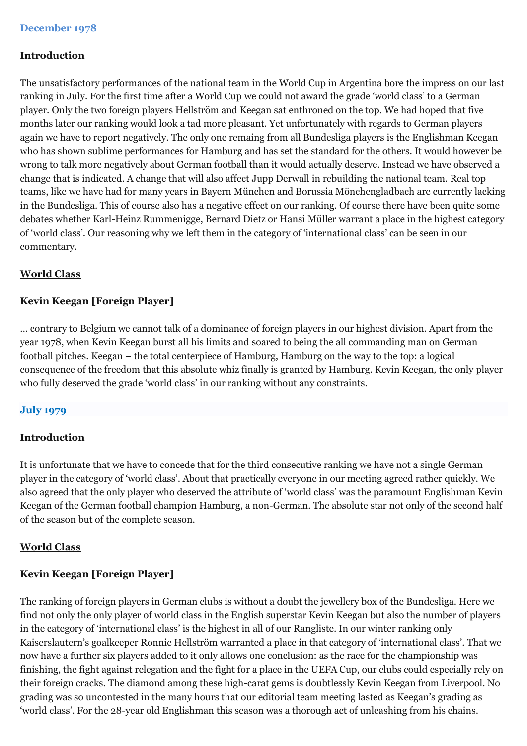### December 1978

#### Introduction

The unsatisfactory performances of the national team in the World Cup in Argentina bore the impress on our last ranking in July. For the first time after a World Cup we could not award the grade 'world class' to a German player. Only the two foreign players Hellström and Keegan sat enthroned on the top. We had hoped that five months later our ranking would look a tad more pleasant. Yet unfortunately with regards to German players again we have to report negatively. The only one remaing from all Bundesliga players is the Englishman Keegan who has shown sublime performances for Hamburg and has set the standard for the others. It would however be wrong to talk more negatively about German football than it would actually deserve. Instead we have observed a change that is indicated. A change that will also affect Jupp Derwall in rebuilding the national team. Real top teams, like we have had for many years in Bayern München and Borussia Mönchengladbach are currently lacking in the Bundesliga. This of course also has a negative effect on our ranking. Of course there have been quite some debates whether Karl-Heinz Rummenigge, Bernard Dietz or Hansi Müller warrant a place in the highest category of 'world class'. Our reasoning why we left them in the category of 'international class' can be seen in our commentary.

#### World Class

#### Kevin Keegan [Foreign Player]

... contrary to Belgium we cannot talk of a dominance of foreign players in our highest division. Apart from the year 1978, when Kevin Keegan burst all his limits and soared to being the all commanding man on German football pitches. Keegan – the total centerpiece of Hamburg, Hamburg on the way to the top: a logical consequence of the freedom that this absolute whiz finally is granted by Hamburg. Kevin Keegan, the only player who fully deserved the grade 'world class' in our ranking without any constraints.

### July 1979

#### Introduction

It is unfortunate that we have to concede that for the third consecutive ranking we have not a single German player in the category of 'world class'. About that practically everyone in our meeting agreed rather quickly. We also agreed that the only player who deserved the attribute of 'world class' was the paramount Englishman Kevin Keegan of the German football champion Hamburg, a non-German. The absolute star not only of the second half of the season but of the complete season.

#### World Class

#### Kevin Keegan [Foreign Player]

The ranking of foreign players in German clubs is without a doubt the jewellery box of the Bundesliga. Here we find not only the only player of world class in the English superstar Kevin Keegan but also the number of players in the category of 'international class' is the highest in all of our Rangliste. In our winter ranking only Kaiserslautern's goalkeeper Ronnie Hellström warranted a place in that category of 'international class'. That we now have a further six players added to it only allows one conclusion: as the race for the championship was finishing, the fight against relegation and the fight for a place in the UEFA Cup, our clubs could especially rely on their foreign cracks. The diamond among these high-carat gems is doubtlessly Kevin Keegan from Liverpool. No grading was so uncontested in the many hours that our editorial team meeting lasted as Keegan's grading as 'world class'. For the 28-year old Englishman this season was a thorough act of unleashing from his chains.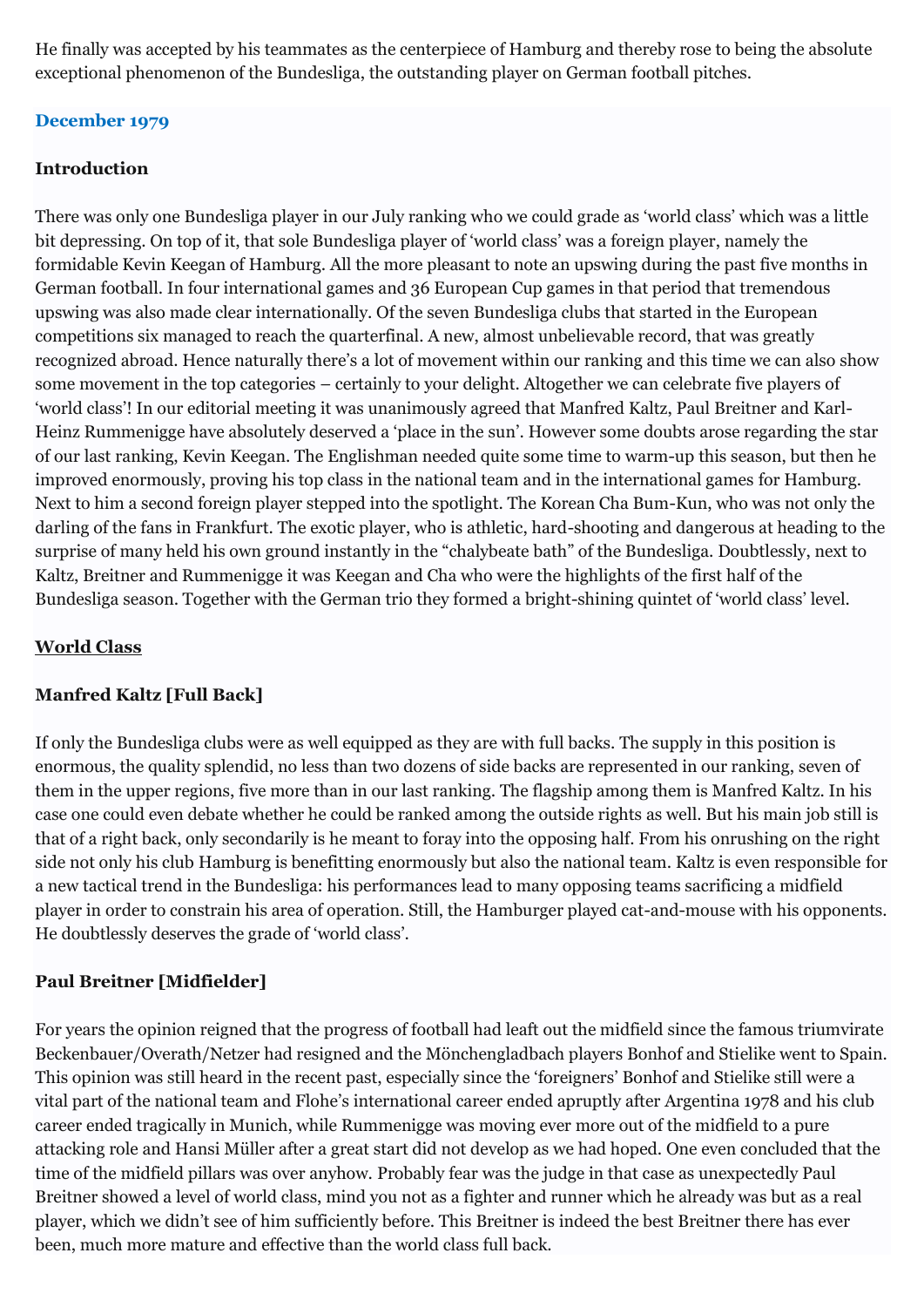He finally was accepted by his teammates as the centerpiece of Hamburg and thereby rose to being the absolute exceptional phenomenon of the Bundesliga, the outstanding player on German football pitches.

### December 1979

**Introduction**

There was only one Bundesliga player in our July ranking who we could grade as 'world class' which was a little bit depressing. On top of it, that sole Bundesliga player of 'world class' was a foreign player, namely the formidable Kevin Keegan of Hamburg. All the more pleasant to note an upswing during the past five months in German football. In four international games and 36 European Cup games in that period that tremendous upswing was also made clear internationally. Of the seven Bundesliga clubs that started in the European competitions six managed to reach the quarterfinal. A new, almost unbelievable record, that was greatly recognized abroad. Hence naturally there's a lot of movement within our ranking and this time we can also show some movement in the top categories – certainly to your delight. Altogether we can celebrate five players of 'world class'! In our editorial meeting it was unanimously agreed that Manfred Kaltz, Paul Breitner and Karl-Heinz Rummenigge have absolutely deserved a 'place in the sun'. However some doubts arose regarding the star of our last ranking, Kevin Keegan. The Englishman needed quite some time to warm-up this season, but then he improved enormously, proving his top class in the national team and in the international games for Hamburg. Next to him a second foreign player stepped into the spotlight. The Korean Cha Bum-Kun, who was not only the darling of the fans in Frankfurt. The exotic player, who is athletic, hard-shooting and dangerous at heading to the surprise of many held his own ground instantly in the "chalybeate bath" of the Bundesliga. Doubtlessly, next to Kaltz, Breitner and Rummenigge it was Keegan and Cha who were the highlights of the first half of the Bundesliga season. Together with the German trio they formed a bright-shining quintet of 'world class' level.

**World Class**

**Manfred Kaltz [Full Back]**

If only the Bundesliga clubs were as well equipped as they are with full backs. The supply in this position is enormous, the quality splendid, no less than two dozens of side backs are represented in our ranking, seven of them in the upper regions, five more than in our last ranking. The flagship among them is Manfred Kaltz. In his case one could even debate whether he could be ranked among the outside rights as well. But his main job still is that of a right back, only secondarily is he meant to foray into the opposing half. From his onrushing on the right side not only his club Hamburg is benefitting enormously but also the national team. Kaltz is even responsible for a new tactical trend in the Bundesliga: his performances lead to many opposing teams sacrificing a midfield player in order to constrain his area of operation. Still, the Hamburger played cat-and-mouse with his opponents. He doubtlessly deserves the grade of 'world class'.

**Paul Breitner [Midfielder]**

For years the opinion reigned that the progress of football had leaft out the midfield since the famous triumvirate Beckenbauer/Overath/Netzer had resigned and the Mönchengladbach players Bonhof and Stielike went to Spain. This opinion was still heard in the recent past, especially since the 'foreigners' Bonhof and Stielike still were a vital part of the national team and Flohe's international career ended apruptly after Argentina 1978 and his club career ended tragically in Munich, while Rummenigge was moving ever more out of the midfield to a pure attacking role and Hansi Müller after a great start did not develop as we had hoped. One even concluded that the time of the midfield pillars was over anyhow. Probably fear was the judge in that case as unexpectedly Paul Breitner showed a level of world class, mind you not as a fighter and runner which he already was but as a real player, which we didn't see of him sufficiently before. This Breitner is indeed the best Breitner there has ever been, much more mature and effective than the world class full back.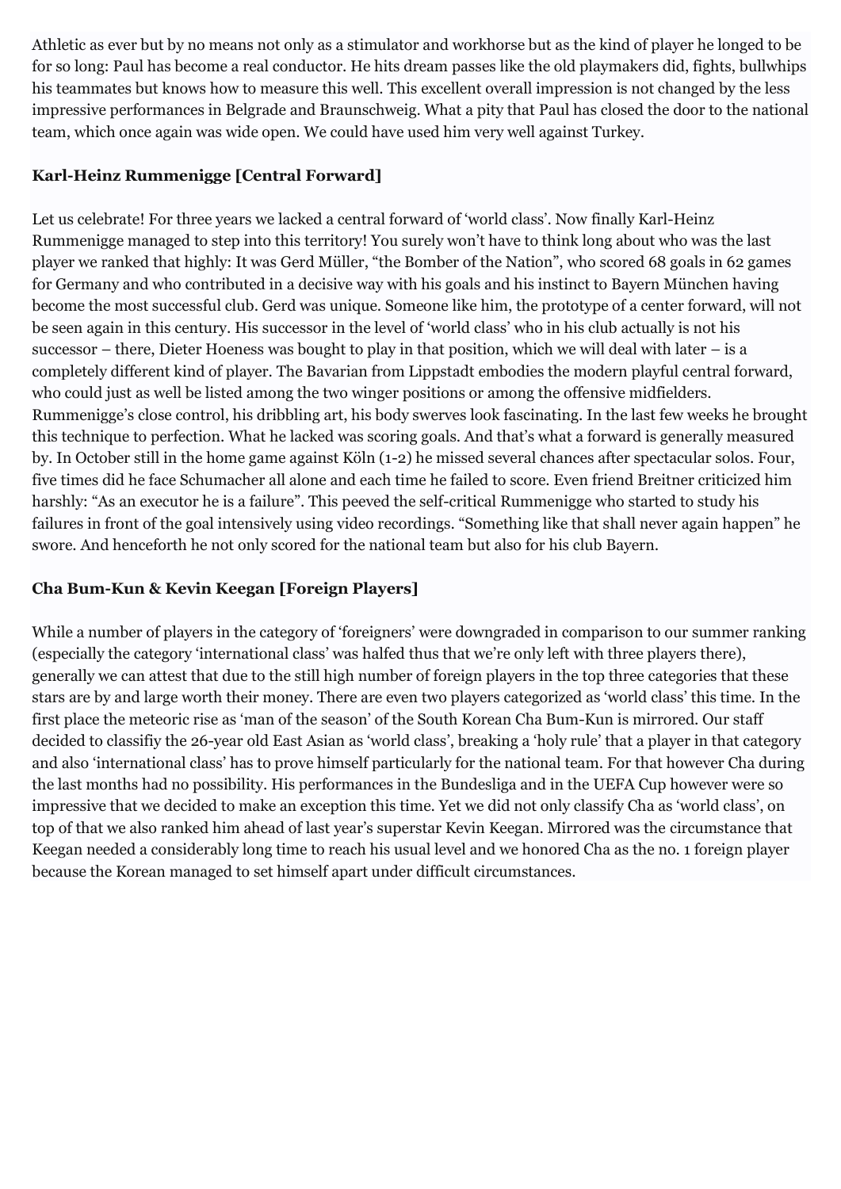Athletic as ever but by no means not only as a stimulator and workhorse but as the kind of player he longed to be for so long: Paul has become a real conductor. He hits dream passes like the old playmakers did, fights, bullwhips his teammates but knows how to measure this well. This excellent overall impression is not changed by the less impressive performances in Belgrade and Braunschweig. What a pity that Paul has closed the door to the national team, which once again was wide open. We could have used him very well against Turkey.

**Karl-Heinz Rummenigge [Central Forward]**

Let us celebrate! For three years we lacked a central forward of 'world class'. Now finally Karl-Heinz Rummenigge managed to step into this territory! You surely won't have to think long about who was the last player we ranked that highly: It was Gerd Müller, "the Bomber of the Nation", who scored 68 goals in 62 games for Germany and who contributed in a decisive way with his goals and his instinct to Bayern München having become the most successful club. Gerd was unique. Someone like him, the prototype of a center forward, will not be seen again in this century. His successor in the level of 'world class' who in his club actually is not his successor – there, Dieter Hoeness was bought to play in that position, which we will deal with later – is a completely different kind of player. The Bavarian from Lippstadt embodies the modern playful central forward, who could just as well be listed among the two winger positions or among the offensive midfielders. Rummenigge's close control, his dribbling art, his body swerves look fascinating. In the last few weeks he brought this technique to perfection. What he lacked was scoring goals. And that's what a forward is generally measured by. In October still in the home game against Köln (1-2) he missed several chances after spectacular solos. Four, five times did he face Schumacher all alone and each time he failed to score. Even friend Breitner criticized him harshly: "As an executor he is a failure". This peeved the self-critical Rummenigge who started to study his failures in front of the goal intensively using video recordings. "Something like that shall never again happen" he swore. And henceforth he not only scored for the national team but also for his club Bayern.

**Cha Bum-Kun & Kevin Keegan [Foreign Players]**

While a number of players in the category of 'foreigners' were downgraded in comparison to our summer ranking (especially the category 'international class' was halfed thus that we're only left with three players there), generally we can attest that due to the still high number of foreign players in the top three categories that these stars are by and large worth their money. There are even two players categorized as 'world class' this time. In the first place the meteoric rise as 'man of the season' of the South Korean Cha Bum-Kun is mirrored. Our staff decided to classifiy the 26-year old East Asian as 'world class', breaking a 'holy rule' that a player in that category and also 'international class' has to prove himself particularly for the national team. For that however Cha during the last months had no possibility. His performances in the Bundesliga and in the UEFA Cup however were so impressive that we decided to make an exception this time. Yet we did not only classify Cha as 'world class', on top of that we also ranked him ahead of last year's superstar Kevin Keegan. Mirrored was the circumstance that Keegan needed a considerably long time to reach his usual level and we honored Cha as the no. 1 foreign player because the Korean managed to set himself apart under difficult circumstances.